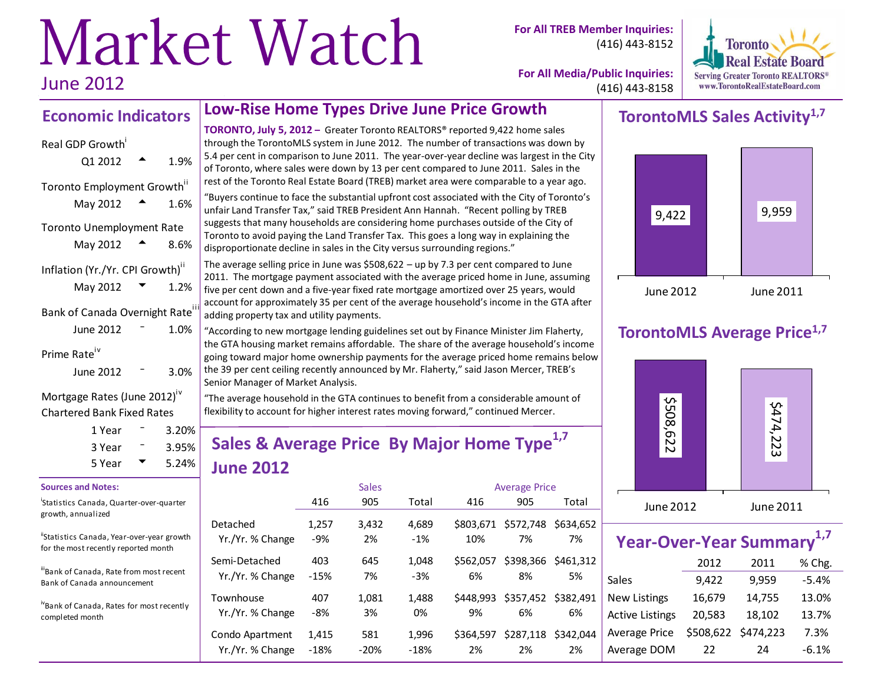# Market Watch

June 2012

**For All TREB Member Inquiries:** (416) 443-8152

**For All Media/Public Inquiries:** (416) 443-8158

Toronto Real Estate Board
Serving Greater Toronto REALTORS®
www.TorontoRealEstateBoard.com

## Economic Indicators

| Indicator | Period | Direction | Value |
|---|---|---|---|
| Real GDP Growth[i] | Q1 2012 | ▲ | 1.9% |
| Toronto Employment Growth[ii] | May 2012 | ▲ | 1.6% |
| Toronto Unemployment Rate | May 2012 | ▲ | 8.6% |
| Inflation (Yr./Yr. CPI Growth)[ii] | May 2012 | ▼ | 1.2% |
| Bank of Canada Overnight Rate[iii] | June 2012 | – | 1.0% |
| Prime Rate[iv] | June 2012 | – | 3.0% |

Mortgage Rates (June 2012)[iv]
Chartered Bank Fixed Rates

| Term | Direction | Rate |
|---|---|---|
| 1 Year | – | 3.20% |
| 3 Year | – | 3.95% |
| 5 Year | ▼ | 5.24% |

**Sources and Notes:**

[i] Statistics Canada, Quarter-over-quarter growth, annualized

[ii] Statistics Canada, Year-over-year growth for the most recently reported month

[iii] Bank of Canada, Rate from most recent Bank of Canada announcement

[iv] Bank of Canada, Rates for most recently completed month

## Low-Rise Home Types Drive June Price Growth

**TORONTO, July 5, 2012 –** Greater Toronto REALTORS® reported 9,422 home sales through the TorontoMLS system in June 2012. The number of transactions was down by 5.4 per cent in comparison to June 2011. The year-over-year decline was largest in the City of Toronto, where sales were down by 13 per cent compared to June 2011. Sales in the rest of the Toronto Real Estate Board (TREB) market area were comparable to a year ago.

"Buyers continue to face the substantial upfront cost associated with the City of Toronto's unfair Land Transfer Tax," said TREB President Ann Hannah. "Recent polling by TREB suggests that many households are considering home purchases outside of the City of Toronto to avoid paying the Land Transfer Tax. This goes a long way in explaining the disproportionate decline in sales in the City versus surrounding regions."

The average selling price in June was $508,622 – up by 7.3 per cent compared to June 2011. The mortgage payment associated with the average priced home in June, assuming five per cent down and a five-year fixed rate mortgage amortized over 25 years, would account for approximately 35 per cent of the average household's income in the GTA after adding property tax and utility payments.

"According to new mortgage lending guidelines set out by Finance Minister Jim Flaherty, the GTA housing market remains affordable. The share of the average household's income going toward major home ownership payments for the average priced home remains below the 39 per cent ceiling recently announced by Mr. Flaherty," said Jason Mercer, TREB's Senior Manager of Market Analysis.

"The average household in the GTA continues to benefit from a considerable amount of flexibility to account for higher interest rates moving forward," continued Mercer.

## Sales & Average Price By Major Home Type[1,7] June 2012

| | Sales | | | Average Price | | |
|---|---|---|---|---|---|---|
| | 416 | 905 | Total | 416 | 905 | Total |
| Detached | 1,257 | 3,432 | 4,689 | $803,671 | $572,748 | $634,652 |
| Yr./Yr. % Change | -9% | 2% | -1% | 10% | 7% | 7% |
| Semi-Detached | 403 | 645 | 1,048 | $562,057 | $398,366 | $461,312 |
| Yr./Yr. % Change | -15% | 7% | -3% | 6% | 8% | 5% |
| Townhouse | 407 | 1,081 | 1,488 | $448,993 | $357,452 | $382,491 |
| Yr./Yr. % Change | -8% | 3% | 0% | 9% | 6% | 6% |
| Condo Apartment | 1,415 | 581 | 1,996 | $364,597 | $287,118 | $342,044 |
| Yr./Yr. % Change | -18% | -20% | -18% | 2% | 2% | 2% |

## TorontoMLS Sales Activity[1,7]

| June 2012 | June 2011 |
|---|---|
| 9,422 | 9,959 |

## TorontoMLS Average Price[1,7]

| June 2012 | June 2011 |
|---|---|
| $508,622 | $474,223 |

## Year-Over-Year Summary[1,7]

| | 2012 | 2011 | % Chg. |
|---|---|---|---|
| Sales | 9,422 | 9,959 | -5.4% |
| New Listings | 16,679 | 14,755 | 13.0% |
| Active Listings | 20,583 | 18,102 | 13.7% |
| Average Price | $508,622 | $474,223 | 7.3% |
| Average DOM | 22 | 24 | -6.1% |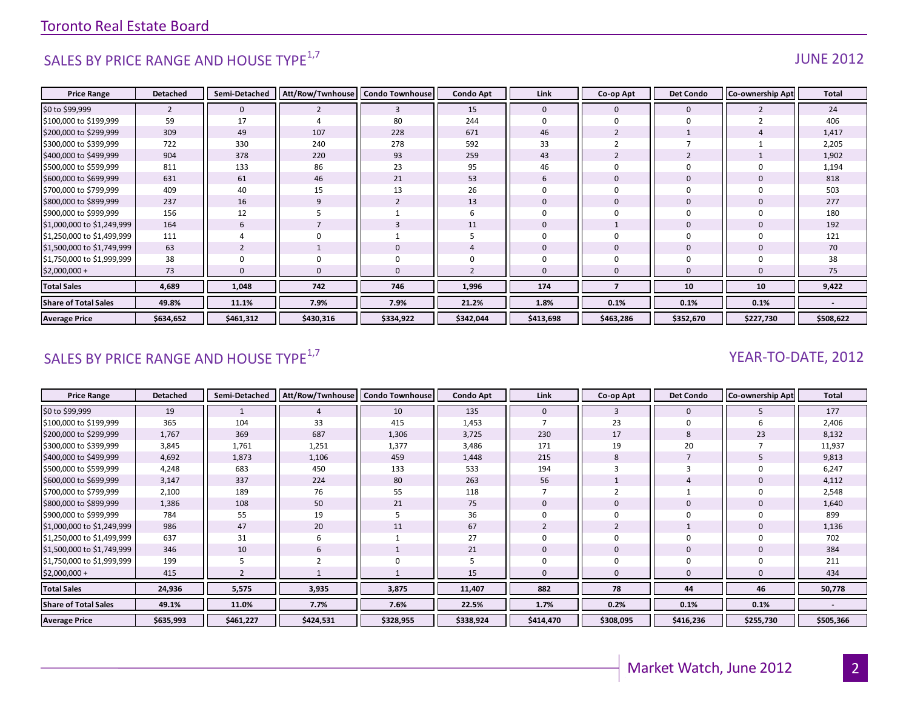## SALES BY PRICE RANGE AND HOUSE TYPE[1,7]

JUNE 2012

| Price Range | Detached | Semi-Detached | Att/Row/Twnhouse | Condo Townhouse | Condo Apt | Link | Co-op Apt | Det Condo | Co-ownership Apt | Total |
|---|---|---|---|---|---|---|---|---|---|---|
| $0 to $99,999 | 2 | 0 | 2 | 3 | 15 | 0 | 0 | 0 | 2 | 24 |
| $100,000 to $199,999 | 59 | 17 | 4 | 80 | 244 | 0 | 0 | 0 | 2 | 406 |
| $200,000 to $299,999 | 309 | 49 | 107 | 228 | 671 | 46 | 2 | 1 | 4 | 1,417 |
| $300,000 to $399,999 | 722 | 330 | 240 | 278 | 592 | 33 | 2 | 7 | 1 | 2,205 |
| $400,000 to $499,999 | 904 | 378 | 220 | 93 | 259 | 43 | 2 | 2 | 1 | 1,902 |
| $500,000 to $599,999 | 811 | 133 | 86 | 23 | 95 | 46 | 0 | 0 | 0 | 1,194 |
| $600,000 to $699,999 | 631 | 61 | 46 | 21 | 53 | 6 | 0 | 0 | 0 | 818 |
| $700,000 to $799,999 | 409 | 40 | 15 | 13 | 26 | 0 | 0 | 0 | 0 | 503 |
| $800,000 to $899,999 | 237 | 16 | 9 | 2 | 13 | 0 | 0 | 0 | 0 | 277 |
| $900,000 to $999,999 | 156 | 12 | 5 | 1 | 6 | 0 | 0 | 0 | 0 | 180 |
| $1,000,000 to $1,249,999 | 164 | 6 | 7 | 3 | 11 | 0 | 1 | 0 | 0 | 192 |
| $1,250,000 to $1,499,999 | 111 | 4 | 0 | 1 | 5 | 0 | 0 | 0 | 0 | 121 |
| $1,500,000 to $1,749,999 | 63 | 2 | 1 | 0 | 4 | 0 | 0 | 0 | 0 | 70 |
| $1,750,000 to $1,999,999 | 38 | 0 | 0 | 0 | 0 | 0 | 0 | 0 | 0 | 38 |
| $2,000,000 + | 73 | 0 | 0 | 0 | 2 | 0 | 0 | 0 | 0 | 75 |
| **Total Sales** | **4,689** | **1,048** | **742** | **746** | **1,996** | **174** | **7** | **10** | **10** | **9,422** |
| **Share of Total Sales** | **49.8%** | **11.1%** | **7.9%** | **7.9%** | **21.2%** | **1.8%** | **0.1%** | **0.1%** | **0.1%** | **-** |
| **Average Price** | **$634,652** | **$461,312** | **$430,316** | **$334,922** | **$342,044** | **$413,698** | **$463,286** | **$352,670** | **$227,730** | **$508,622** |

## SALES BY PRICE RANGE AND HOUSE TYPE[1,7]

YEAR-TO-DATE, 2012

| Price Range | Detached | Semi-Detached | Att/Row/Twnhouse | Condo Townhouse | Condo Apt | Link | Co-op Apt | Det Condo | Co-ownership Apt | Total |
|---|---|---|---|---|---|---|---|---|---|---|
| $0 to $99,999 | 19 | 1 | 4 | 10 | 135 | 0 | 3 | 0 | 5 | 177 |
| $100,000 to $199,999 | 365 | 104 | 33 | 415 | 1,453 | 7 | 23 | 0 | 6 | 2,406 |
| $200,000 to $299,999 | 1,767 | 369 | 687 | 1,306 | 3,725 | 230 | 17 | 8 | 23 | 8,132 |
| $300,000 to $399,999 | 3,845 | 1,761 | 1,251 | 1,377 | 3,486 | 171 | 19 | 20 | 7 | 11,937 |
| $400,000 to $499,999 | 4,692 | 1,873 | 1,106 | 459 | 1,448 | 215 | 8 | 7 | 5 | 9,813 |
| $500,000 to $599,999 | 4,248 | 683 | 450 | 133 | 533 | 194 | 3 | 3 | 0 | 6,247 |
| $600,000 to $699,999 | 3,147 | 337 | 224 | 80 | 263 | 56 | 1 | 4 | 0 | 4,112 |
| $700,000 to $799,999 | 2,100 | 189 | 76 | 55 | 118 | 7 | 2 | 1 | 0 | 2,548 |
| $800,000 to $899,999 | 1,386 | 108 | 50 | 21 | 75 | 0 | 0 | 0 | 0 | 1,640 |
| $900,000 to $999,999 | 784 | 55 | 19 | 5 | 36 | 0 | 0 | 0 | 0 | 899 |
| $1,000,000 to $1,249,999 | 986 | 47 | 20 | 11 | 67 | 2 | 2 | 1 | 0 | 1,136 |
| $1,250,000 to $1,499,999 | 637 | 31 | 6 | 1 | 27 | 0 | 0 | 0 | 0 | 702 |
| $1,500,000 to $1,749,999 | 346 | 10 | 6 | 1 | 21 | 0 | 0 | 0 | 0 | 384 |
| $1,750,000 to $1,999,999 | 199 | 5 | 2 | 0 | 5 | 0 | 0 | 0 | 0 | 211 |
| $2,000,000 + | 415 | 2 | 1 | 1 | 15 | 0 | 0 | 0 | 0 | 434 |
| **Total Sales** | **24,936** | **5,575** | **3,935** | **3,875** | **11,407** | **882** | **78** | **44** | **46** | **50,778** |
| **Share of Total Sales** | **49.1%** | **11.0%** | **7.7%** | **7.6%** | **22.5%** | **1.7%** | **0.2%** | **0.1%** | **0.1%** | **-** |
| **Average Price** | **$635,993** | **$461,227** | **$424,531** | **$328,955** | **$338,924** | **$414,470** | **$308,095** | **$416,236** | **$255,730** | **$505,366** |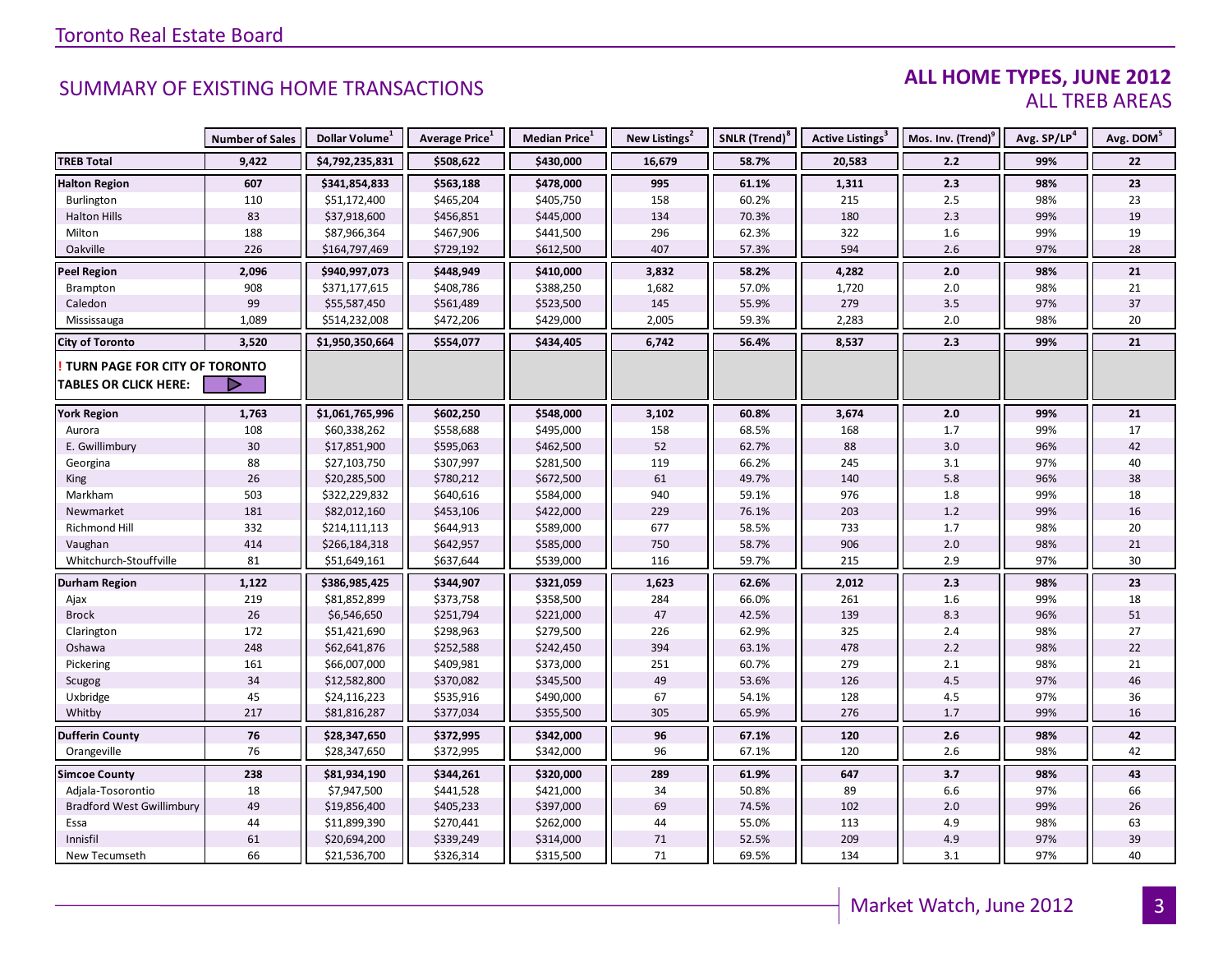Toronto Real Estate Board

## SUMMARY OF EXISTING HOME TRANSACTIONS

### ALL HOME TYPES, JUNE 2012
ALL TREB AREAS

| | Number of Sales | Dollar Volume[1] | Average Price[1] | Median Price[1] | New Listings[2] | SNLR (Trend)[8] | Active Listings[3] | Mos. Inv. (Trend)[9] | Avg. SP/LP[4] | Avg. DOM[5] |
|---|---|---|---|---|---|---|---|---|---|---|
| **TREB Total** | **9,422** | **$4,792,235,831** | **$508,622** | **$430,000** | **16,679** | **58.7%** | **20,583** | **2.2** | **99%** | **22** |
| **Halton Region** | **607** | **$341,854,833** | **$563,188** | **$478,000** | **995** | **61.1%** | **1,311** | **2.3** | **98%** | **23** |
| Burlington | 110 | $51,172,400 | $465,204 | $405,750 | 158 | 60.2% | 215 | 2.5 | 98% | 23 |
| Halton Hills | 83 | $37,918,600 | $456,851 | $445,000 | 134 | 70.3% | 180 | 2.3 | 99% | 19 |
| Milton | 188 | $87,966,364 | $467,906 | $441,500 | 296 | 62.3% | 322 | 1.6 | 99% | 19 |
| Oakville | 226 | $164,797,469 | $729,192 | $612,500 | 407 | 57.3% | 594 | 2.6 | 97% | 28 |
| **Peel Region** | **2,096** | **$940,997,073** | **$448,949** | **$410,000** | **3,832** | **58.2%** | **4,282** | **2.0** | **98%** | **21** |
| Brampton | 908 | $371,177,615 | $408,786 | $388,250 | 1,682 | 57.0% | 1,720 | 2.0 | 98% | 21 |
| Caledon | 99 | $55,587,450 | $561,489 | $523,500 | 145 | 55.9% | 279 | 3.5 | 97% | 37 |
| Mississauga | 1,089 | $514,232,008 | $472,206 | $429,000 | 2,005 | 59.3% | 2,283 | 2.0 | 98% | 20 |
| **City of Toronto** | **3,520** | **$1,950,350,664** | **$554,077** | **$434,405** | **6,742** | **56.4%** | **8,537** | **2.3** | **99%** | **21** |
| **! TURN PAGE FOR CITY OF TORONTO TABLES OR CLICK HERE:** | | | | | | | | | | |
| **York Region** | **1,763** | **$1,061,765,996** | **$602,250** | **$548,000** | **3,102** | **60.8%** | **3,674** | **2.0** | **99%** | **21** |
| Aurora | 108 | $60,338,262 | $558,688 | $495,000 | 158 | 68.5% | 168 | 1.7 | 99% | 17 |
| E. Gwillimbury | 30 | $17,851,900 | $595,063 | $462,500 | 52 | 62.7% | 88 | 3.0 | 96% | 42 |
| Georgina | 88 | $27,103,750 | $307,997 | $281,500 | 119 | 66.2% | 245 | 3.1 | 97% | 40 |
| King | 26 | $20,285,500 | $780,212 | $672,500 | 61 | 49.7% | 140 | 5.8 | 96% | 38 |
| Markham | 503 | $322,229,832 | $640,616 | $584,000 | 940 | 59.1% | 976 | 1.8 | 99% | 18 |
| Newmarket | 181 | $82,012,160 | $453,106 | $422,000 | 229 | 76.1% | 203 | 1.2 | 99% | 16 |
| Richmond Hill | 332 | $214,111,113 | $644,913 | $589,000 | 677 | 58.5% | 733 | 1.7 | 98% | 20 |
| Vaughan | 414 | $266,184,318 | $642,957 | $585,000 | 750 | 58.7% | 906 | 2.0 | 98% | 21 |
| Whitchurch-Stouffville | 81 | $51,649,161 | $637,644 | $539,000 | 116 | 59.7% | 215 | 2.9 | 97% | 30 |
| **Durham Region** | **1,122** | **$386,985,425** | **$344,907** | **$321,059** | **1,623** | **62.6%** | **2,012** | **2.3** | **98%** | **23** |
| Ajax | 219 | $81,852,899 | $373,758 | $358,500 | 284 | 66.0% | 261 | 1.6 | 99% | 18 |
| Brock | 26 | $6,546,650 | $251,794 | $221,000 | 47 | 42.5% | 139 | 8.3 | 96% | 51 |
| Clarington | 172 | $51,421,690 | $298,963 | $279,500 | 226 | 62.9% | 325 | 2.4 | 98% | 27 |
| Oshawa | 248 | $62,641,876 | $252,588 | $242,450 | 394 | 63.1% | 478 | 2.2 | 98% | 22 |
| Pickering | 161 | $66,007,000 | $409,981 | $373,000 | 251 | 60.7% | 279 | 2.1 | 98% | 21 |
| Scugog | 34 | $12,582,800 | $370,082 | $345,500 | 49 | 53.6% | 126 | 4.5 | 97% | 46 |
| Uxbridge | 45 | $24,116,223 | $535,916 | $490,000 | 67 | 54.1% | 128 | 4.5 | 97% | 36 |
| Whitby | 217 | $81,816,287 | $377,034 | $355,500 | 305 | 65.9% | 276 | 1.7 | 99% | 16 |
| **Dufferin County** | **76** | **$28,347,650** | **$372,995** | **$342,000** | **96** | **67.1%** | **120** | **2.6** | **98%** | **42** |
| Orangeville | 76 | $28,347,650 | $372,995 | $342,000 | 96 | 67.1% | 120 | 2.6 | 98% | 42 |
| **Simcoe County** | **238** | **$81,934,190** | **$344,261** | **$320,000** | **289** | **61.9%** | **647** | **3.7** | **98%** | **43** |
| Adjala-Tosorontio | 18 | $7,947,500 | $441,528 | $421,000 | 34 | 50.8% | 89 | 6.6 | 97% | 66 |
| Bradford West Gwillimbury | 49 | $19,856,400 | $405,233 | $397,000 | 69 | 74.5% | 102 | 2.0 | 99% | 26 |
| Essa | 44 | $11,899,390 | $270,441 | $262,000 | 44 | 55.0% | 113 | 4.9 | 98% | 63 |
| Innisfil | 61 | $20,694,200 | $339,249 | $314,000 | 71 | 52.5% | 209 | 4.9 | 97% | 39 |
| New Tecumseth | 66 | $21,536,700 | $326,314 | $315,500 | 71 | 69.5% | 134 | 3.1 | 97% | 40 |

Market Watch, June 2012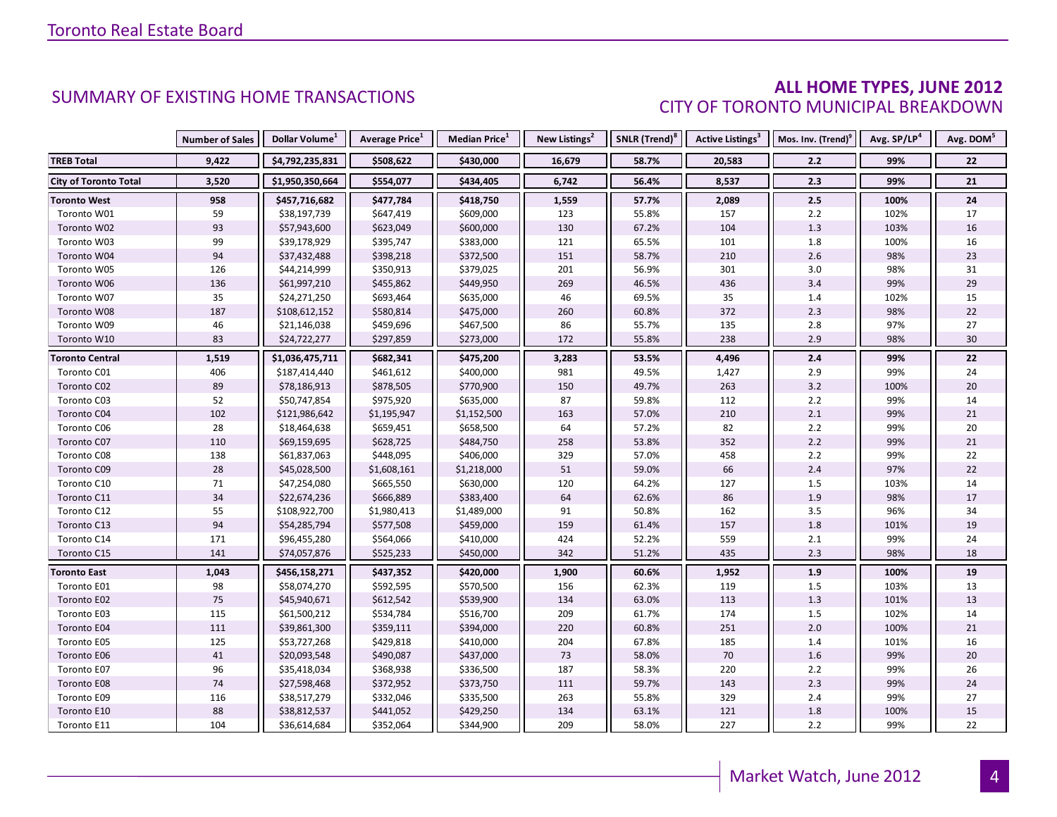## SUMMARY OF EXISTING HOME TRANSACTIONS

### ALL HOME TYPES, JUNE 2012
### CITY OF TORONTO MUNICIPAL BREAKDOWN

| | Number of Sales | Dollar Volume[1] | Average Price[1] | Median Price[1] | New Listings[2] | SNLR (Trend)[8] | Active Listings[3] | Mos. Inv. (Trend)[9] | Avg. SP/LP[4] | Avg. DOM[5] |
|---|---|---|---|---|---|---|---|---|---|---|
| **TREB Total** | **9,422** | **$4,792,235,831** | **$508,622** | **$430,000** | **16,679** | **58.7%** | **20,583** | **2.2** | **99%** | **22** |
| **City of Toronto Total** | **3,520** | **$1,950,350,664** | **$554,077** | **$434,405** | **6,742** | **56.4%** | **8,537** | **2.3** | **99%** | **21** |
| **Toronto West** | **958** | **$457,716,682** | **$477,784** | **$418,750** | **1,559** | **57.7%** | **2,089** | **2.5** | **100%** | **24** |
| Toronto W01 | 59 | $38,197,739 | $647,419 | $609,000 | 123 | 55.8% | 157 | 2.2 | 102% | 17 |
| Toronto W02 | 93 | $57,943,600 | $623,049 | $600,000 | 130 | 67.2% | 104 | 1.3 | 103% | 16 |
| Toronto W03 | 99 | $39,178,929 | $395,747 | $383,000 | 121 | 65.5% | 101 | 1.8 | 100% | 16 |
| Toronto W04 | 94 | $37,432,488 | $398,218 | $372,500 | 151 | 58.7% | 210 | 2.6 | 98% | 23 |
| Toronto W05 | 126 | $44,214,999 | $350,913 | $379,025 | 201 | 56.9% | 301 | 3.0 | 98% | 31 |
| Toronto W06 | 136 | $61,997,210 | $455,862 | $449,950 | 269 | 46.5% | 436 | 3.4 | 99% | 29 |
| Toronto W07 | 35 | $24,271,250 | $693,464 | $635,000 | 46 | 69.5% | 35 | 1.4 | 102% | 15 |
| Toronto W08 | 187 | $108,612,152 | $580,814 | $475,000 | 260 | 60.8% | 372 | 2.3 | 98% | 22 |
| Toronto W09 | 46 | $21,146,038 | $459,696 | $467,500 | 86 | 55.7% | 135 | 2.8 | 97% | 27 |
| Toronto W10 | 83 | $24,722,277 | $297,859 | $273,000 | 172 | 55.8% | 238 | 2.9 | 98% | 30 |
| **Toronto Central** | **1,519** | **$1,036,475,711** | **$682,341** | **$475,200** | **3,283** | **53.5%** | **4,496** | **2.4** | **99%** | **22** |
| Toronto C01 | 406 | $187,414,440 | $461,612 | $400,000 | 981 | 49.5% | 1,427 | 2.9 | 99% | 24 |
| Toronto C02 | 89 | $78,186,913 | $878,505 | $770,900 | 150 | 49.7% | 263 | 3.2 | 100% | 20 |
| Toronto C03 | 52 | $50,747,854 | $975,920 | $635,000 | 87 | 59.8% | 112 | 2.2 | 99% | 14 |
| Toronto C04 | 102 | $121,986,642 | $1,195,947 | $1,152,500 | 163 | 57.0% | 210 | 2.1 | 99% | 21 |
| Toronto C06 | 28 | $18,464,638 | $659,451 | $658,500 | 64 | 57.2% | 82 | 2.2 | 99% | 20 |
| Toronto C07 | 110 | $69,159,695 | $628,725 | $484,750 | 258 | 53.8% | 352 | 2.2 | 99% | 21 |
| Toronto C08 | 138 | $61,837,063 | $448,095 | $406,000 | 329 | 57.0% | 458 | 2.2 | 99% | 22 |
| Toronto C09 | 28 | $45,028,500 | $1,608,161 | $1,218,000 | 51 | 59.0% | 66 | 2.4 | 97% | 22 |
| Toronto C10 | 71 | $47,254,080 | $665,550 | $630,000 | 120 | 64.2% | 127 | 1.5 | 103% | 14 |
| Toronto C11 | 34 | $22,674,236 | $666,889 | $383,400 | 64 | 62.6% | 86 | 1.9 | 98% | 17 |
| Toronto C12 | 55 | $108,922,700 | $1,980,413 | $1,489,000 | 91 | 50.8% | 162 | 3.5 | 96% | 34 |
| Toronto C13 | 94 | $54,285,794 | $577,508 | $459,000 | 159 | 61.4% | 157 | 1.8 | 101% | 19 |
| Toronto C14 | 171 | $96,455,280 | $564,066 | $410,000 | 424 | 52.2% | 559 | 2.1 | 99% | 24 |
| Toronto C15 | 141 | $74,057,876 | $525,233 | $450,000 | 342 | 51.2% | 435 | 2.3 | 98% | 18 |
| **Toronto East** | **1,043** | **$456,158,271** | **$437,352** | **$420,000** | **1,900** | **60.6%** | **1,952** | **1.9** | **100%** | **19** |
| Toronto E01 | 98 | $58,074,270 | $592,595 | $570,500 | 156 | 62.3% | 119 | 1.5 | 103% | 13 |
| Toronto E02 | 75 | $45,940,671 | $612,542 | $539,900 | 134 | 63.0% | 113 | 1.3 | 101% | 13 |
| Toronto E03 | 115 | $61,500,212 | $534,784 | $516,700 | 209 | 61.7% | 174 | 1.5 | 102% | 14 |
| Toronto E04 | 111 | $39,861,300 | $359,111 | $394,000 | 220 | 60.8% | 251 | 2.0 | 100% | 21 |
| Toronto E05 | 125 | $53,727,268 | $429,818 | $410,000 | 204 | 67.8% | 185 | 1.4 | 101% | 16 |
| Toronto E06 | 41 | $20,093,548 | $490,087 | $437,000 | 73 | 58.0% | 70 | 1.6 | 99% | 20 |
| Toronto E07 | 96 | $35,418,034 | $368,938 | $336,500 | 187 | 58.3% | 220 | 2.2 | 99% | 26 |
| Toronto E08 | 74 | $27,598,468 | $372,952 | $373,750 | 111 | 59.7% | 143 | 2.3 | 99% | 24 |
| Toronto E09 | 116 | $38,517,279 | $332,046 | $335,500 | 263 | 55.8% | 329 | 2.4 | 99% | 27 |
| Toronto E10 | 88 | $38,812,537 | $441,052 | $429,250 | 134 | 63.1% | 121 | 1.8 | 100% | 15 |
| Toronto E11 | 104 | $36,614,684 | $352,064 | $344,900 | 209 | 58.0% | 227 | 2.2 | 99% | 22 |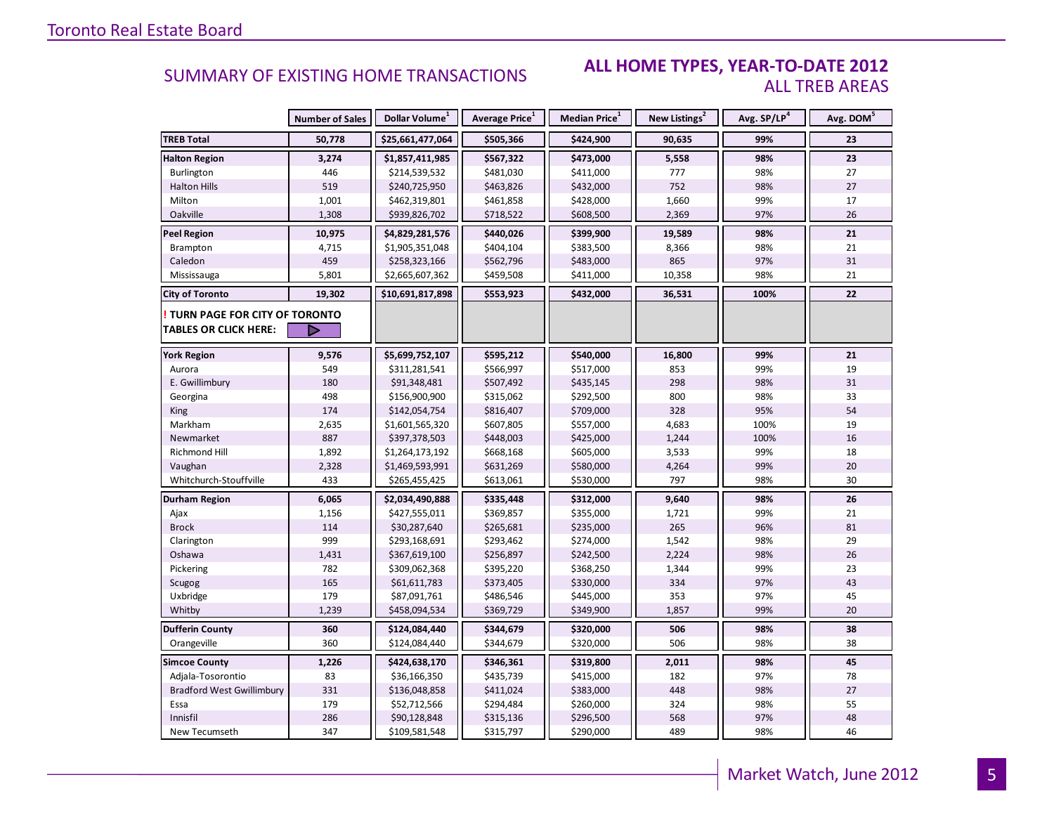## SUMMARY OF EXISTING HOME TRANSACTIONS

### ALL HOME TYPES, YEAR-TO-DATE 2012
ALL TREB AREAS

| | Number of Sales | Dollar Volume[1] | Average Price[1] | Median Price[1] | New Listings[2] | Avg. SP/LP[4] | Avg. DOM[5] |
|---|---|---|---|---|---|---|---|
| **TREB Total** | **50,778** | **$25,661,477,064** | **$505,366** | **$424,900** | **90,635** | **99%** | **23** |
| **Halton Region** | **3,274** | **$1,857,411,985** | **$567,322** | **$473,000** | **5,558** | **98%** | **23** |
| Burlington | 446 | $214,539,532 | $481,030 | $411,000 | 777 | 98% | 27 |
| Halton Hills | 519 | $240,725,950 | $463,826 | $432,000 | 752 | 98% | 27 |
| Milton | 1,001 | $462,319,801 | $461,858 | $428,000 | 1,660 | 99% | 17 |
| Oakville | 1,308 | $939,826,702 | $718,522 | $608,500 | 2,369 | 97% | 26 |
| **Peel Region** | **10,975** | **$4,829,281,576** | **$440,026** | **$399,900** | **19,589** | **98%** | **21** |
| Brampton | 4,715 | $1,905,351,048 | $404,104 | $383,500 | 8,366 | 98% | 21 |
| Caledon | 459 | $258,323,166 | $562,796 | $483,000 | 865 | 97% | 31 |
| Mississauga | 5,801 | $2,665,607,362 | $459,508 | $411,000 | 10,358 | 98% | 21 |
| **City of Toronto** | **19,302** | **$10,691,817,898** | **$553,923** | **$432,000** | **36,531** | **100%** | **22** |
| **! TURN PAGE FOR CITY OF TORONTO TABLES OR CLICK HERE:** | | | | | | | |
| **York Region** | **9,576** | **$5,699,752,107** | **$595,212** | **$540,000** | **16,800** | **99%** | **21** |
| Aurora | 549 | $311,281,541 | $566,997 | $517,000 | 853 | 99% | 19 |
| E. Gwillimbury | 180 | $91,348,481 | $507,492 | $435,145 | 298 | 98% | 31 |
| Georgina | 498 | $156,900,900 | $315,062 | $292,500 | 800 | 98% | 33 |
| King | 174 | $142,054,754 | $816,407 | $709,000 | 328 | 95% | 54 |
| Markham | 2,635 | $1,601,565,320 | $607,805 | $557,000 | 4,683 | 100% | 19 |
| Newmarket | 887 | $397,378,503 | $448,003 | $425,000 | 1,244 | 100% | 16 |
| Richmond Hill | 1,892 | $1,264,173,192 | $668,168 | $605,000 | 3,533 | 99% | 18 |
| Vaughan | 2,328 | $1,469,593,991 | $631,269 | $580,000 | 4,264 | 99% | 20 |
| Whitchurch-Stouffville | 433 | $265,455,425 | $613,061 | $530,000 | 797 | 98% | 30 |
| **Durham Region** | **6,065** | **$2,034,490,888** | **$335,448** | **$312,000** | **9,640** | **98%** | **26** |
| Ajax | 1,156 | $427,555,011 | $369,857 | $355,000 | 1,721 | 99% | 21 |
| Brock | 114 | $30,287,640 | $265,681 | $235,000 | 265 | 96% | 81 |
| Clarington | 999 | $293,168,691 | $293,462 | $274,000 | 1,542 | 98% | 29 |
| Oshawa | 1,431 | $367,619,100 | $256,897 | $242,500 | 2,224 | 98% | 26 |
| Pickering | 782 | $309,062,368 | $395,220 | $368,250 | 1,344 | 99% | 23 |
| Scugog | 165 | $61,611,783 | $373,405 | $330,000 | 334 | 97% | 43 |
| Uxbridge | 179 | $87,091,761 | $486,546 | $445,000 | 353 | 97% | 45 |
| Whitby | 1,239 | $458,094,534 | $369,729 | $349,900 | 1,857 | 99% | 20 |
| **Dufferin County** | **360** | **$124,084,440** | **$344,679** | **$320,000** | **506** | **98%** | **38** |
| Orangeville | 360 | $124,084,440 | $344,679 | $320,000 | 506 | 98% | 38 |
| **Simcoe County** | **1,226** | **$424,638,170** | **$346,361** | **$319,800** | **2,011** | **98%** | **45** |
| Adjala-Tosorontio | 83 | $36,166,350 | $435,739 | $415,000 | 182 | 97% | 78 |
| Bradford West Gwillimbury | 331 | $136,048,858 | $411,024 | $383,000 | 448 | 98% | 27 |
| Essa | 179 | $52,712,566 | $294,484 | $260,000 | 324 | 98% | 55 |
| Innisfil | 286 | $90,128,848 | $315,136 | $296,500 | 568 | 97% | 48 |
| New Tecumseth | 347 | $109,581,548 | $315,797 | $290,000 | 489 | 98% | 46 |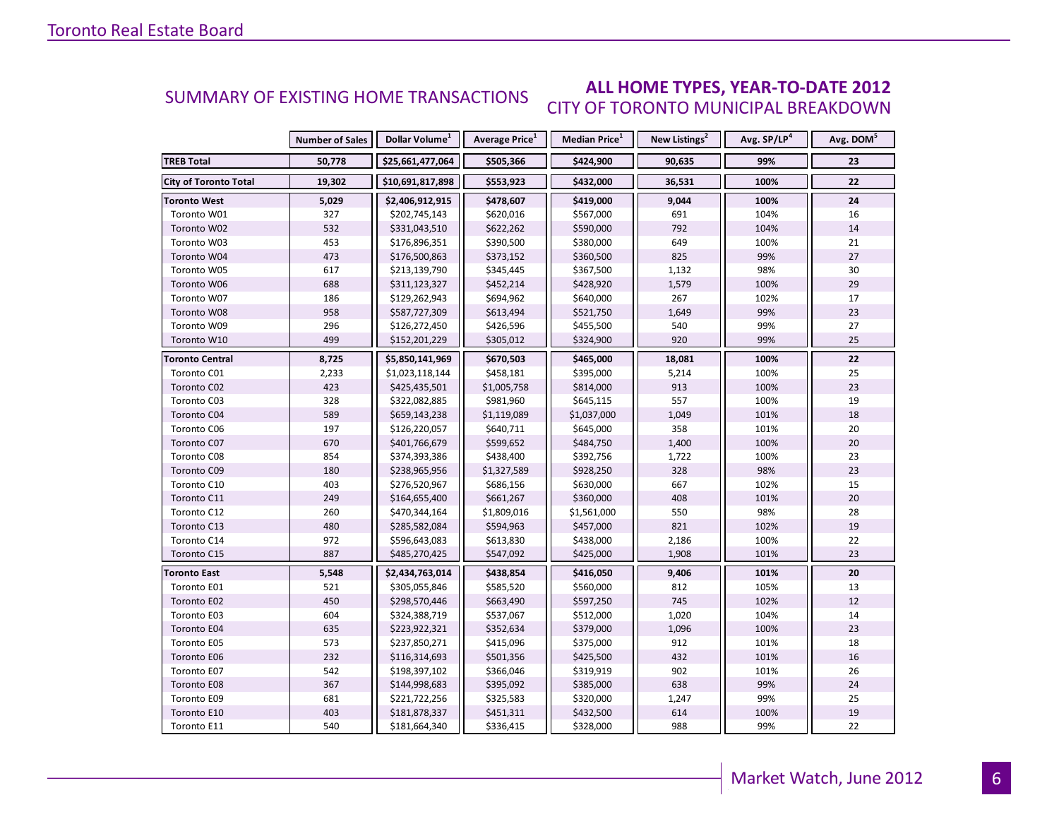## SUMMARY OF EXISTING HOME TRANSACTIONS

## ALL HOME TYPES, YEAR-TO-DATE 2012
### CITY OF TORONTO MUNICIPAL BREAKDOWN

| | Number of Sales | Dollar Volume[1] | Average Price[1] | Median Price[1] | New Listings[2] | Avg. SP/LP[4] | Avg. DOM[5] |
|---|---|---|---|---|---|---|---|
| **TREB Total** | **50,778** | **$25,661,477,064** | **$505,366** | **$424,900** | **90,635** | **99%** | **23** |
| **City of Toronto Total** | **19,302** | **$10,691,817,898** | **$553,923** | **$432,000** | **36,531** | **100%** | **22** |
| **Toronto West** | **5,029** | **$2,406,912,915** | **$478,607** | **$419,000** | **9,044** | **100%** | **24** |
| Toronto W01 | 327 | $202,745,143 | $620,016 | $567,000 | 691 | 104% | 16 |
| Toronto W02 | 532 | $331,043,510 | $622,262 | $590,000 | 792 | 104% | 14 |
| Toronto W03 | 453 | $176,896,351 | $390,500 | $380,000 | 649 | 100% | 21 |
| Toronto W04 | 473 | $176,500,863 | $373,152 | $360,500 | 825 | 99% | 27 |
| Toronto W05 | 617 | $213,139,790 | $345,445 | $367,500 | 1,132 | 98% | 30 |
| Toronto W06 | 688 | $311,123,327 | $452,214 | $428,920 | 1,579 | 100% | 29 |
| Toronto W07 | 186 | $129,262,943 | $694,962 | $640,000 | 267 | 102% | 17 |
| Toronto W08 | 958 | $587,727,309 | $613,494 | $521,750 | 1,649 | 99% | 23 |
| Toronto W09 | 296 | $126,272,450 | $426,596 | $455,500 | 540 | 99% | 27 |
| Toronto W10 | 499 | $152,201,229 | $305,012 | $324,900 | 920 | 99% | 25 |
| **Toronto Central** | **8,725** | **$5,850,141,969** | **$670,503** | **$465,000** | **18,081** | **100%** | **22** |
| Toronto C01 | 2,233 | $1,023,118,144 | $458,181 | $395,000 | 5,214 | 100% | 25 |
| Toronto C02 | 423 | $425,435,501 | $1,005,758 | $814,000 | 913 | 100% | 23 |
| Toronto C03 | 328 | $322,082,885 | $981,960 | $645,115 | 557 | 100% | 19 |
| Toronto C04 | 589 | $659,143,238 | $1,119,089 | $1,037,000 | 1,049 | 101% | 18 |
| Toronto C06 | 197 | $126,220,057 | $640,711 | $645,000 | 358 | 101% | 20 |
| Toronto C07 | 670 | $401,766,679 | $599,652 | $484,750 | 1,400 | 100% | 20 |
| Toronto C08 | 854 | $374,393,386 | $438,400 | $392,756 | 1,722 | 100% | 23 |
| Toronto C09 | 180 | $238,965,956 | $1,327,589 | $928,250 | 328 | 98% | 23 |
| Toronto C10 | 403 | $276,520,967 | $686,156 | $630,000 | 667 | 102% | 15 |
| Toronto C11 | 249 | $164,655,400 | $661,267 | $360,000 | 408 | 101% | 20 |
| Toronto C12 | 260 | $470,344,164 | $1,809,016 | $1,561,000 | 550 | 98% | 28 |
| Toronto C13 | 480 | $285,582,084 | $594,963 | $457,000 | 821 | 102% | 19 |
| Toronto C14 | 972 | $596,643,083 | $613,830 | $438,000 | 2,186 | 100% | 22 |
| Toronto C15 | 887 | $485,270,425 | $547,092 | $425,000 | 1,908 | 101% | 23 |
| **Toronto East** | **5,548** | **$2,434,763,014** | **$438,854** | **$416,050** | **9,406** | **101%** | **20** |
| Toronto E01 | 521 | $305,055,846 | $585,520 | $560,000 | 812 | 105% | 13 |
| Toronto E02 | 450 | $298,570,446 | $663,490 | $597,250 | 745 | 102% | 12 |
| Toronto E03 | 604 | $324,388,719 | $537,067 | $512,000 | 1,020 | 104% | 14 |
| Toronto E04 | 635 | $223,922,321 | $352,634 | $379,000 | 1,096 | 100% | 23 |
| Toronto E05 | 573 | $237,850,271 | $415,096 | $375,000 | 912 | 101% | 18 |
| Toronto E06 | 232 | $116,314,693 | $501,356 | $425,500 | 432 | 101% | 16 |
| Toronto E07 | 542 | $198,397,102 | $366,046 | $319,919 | 902 | 101% | 26 |
| Toronto E08 | 367 | $144,998,683 | $395,092 | $385,000 | 638 | 99% | 24 |
| Toronto E09 | 681 | $221,722,256 | $325,583 | $320,000 | 1,247 | 99% | 25 |
| Toronto E10 | 403 | $181,878,337 | $451,311 | $432,500 | 614 | 100% | 19 |
| Toronto E11 | 540 | $181,664,340 | $336,415 | $328,000 | 988 | 99% | 22 |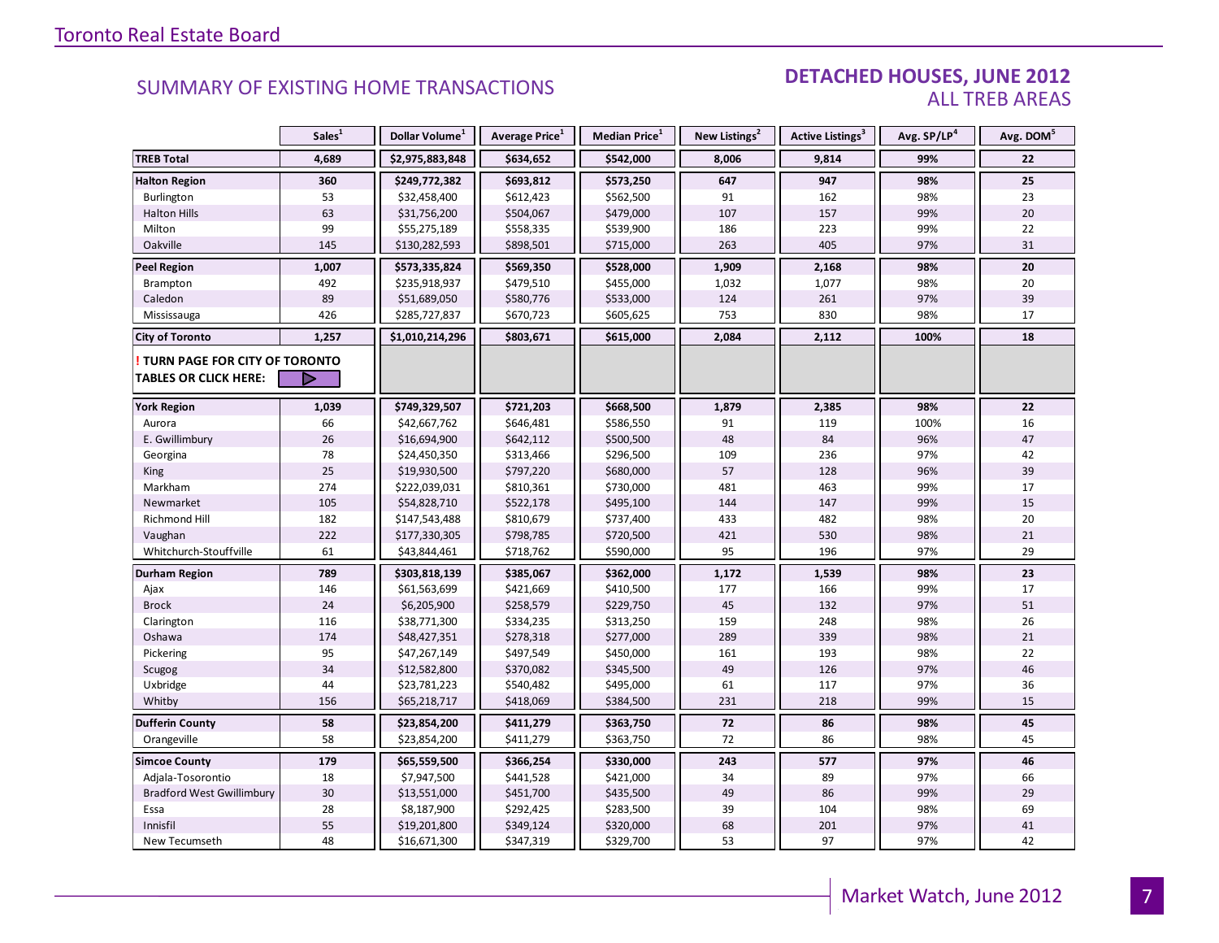## SUMMARY OF EXISTING HOME TRANSACTIONS

## DETACHED HOUSES, JUNE 2012
### ALL TREB AREAS

| | Sales[1] | Dollar Volume[1] | Average Price[1] | Median Price[1] | New Listings[2] | Active Listings[3] | Avg. SP/LP[4] | Avg. DOM[5] |
|---|---|---|---|---|---|---|---|---|
| **TREB Total** | **4,689** | **$2,975,883,848** | **$634,652** | **$542,000** | **8,006** | **9,814** | **99%** | **22** |
| **Halton Region** | **360** | **$249,772,382** | **$693,812** | **$573,250** | **647** | **947** | **98%** | **25** |
| Burlington | 53 | $32,458,400 | $612,423 | $562,500 | 91 | 162 | 98% | 23 |
| Halton Hills | 63 | $31,756,200 | $504,067 | $479,000 | 107 | 157 | 99% | 20 |
| Milton | 99 | $55,275,189 | $558,335 | $539,900 | 186 | 223 | 99% | 22 |
| Oakville | 145 | $130,282,593 | $898,501 | $715,000 | 263 | 405 | 97% | 31 |
| **Peel Region** | **1,007** | **$573,335,824** | **$569,350** | **$528,000** | **1,909** | **2,168** | **98%** | **20** |
| Brampton | 492 | $235,918,937 | $479,510 | $455,000 | 1,032 | 1,077 | 98% | 20 |
| Caledon | 89 | $51,689,050 | $580,776 | $533,000 | 124 | 261 | 97% | 39 |
| Mississauga | 426 | $285,727,837 | $670,723 | $605,625 | 753 | 830 | 98% | 17 |
| **City of Toronto** | **1,257** | **$1,010,214,296** | **$803,671** | **$615,000** | **2,084** | **2,112** | **100%** | **18** |
| **! TURN PAGE FOR CITY OF TORONTO TABLES OR CLICK HERE:** | | | | | | | | |
| **York Region** | **1,039** | **$749,329,507** | **$721,203** | **$668,500** | **1,879** | **2,385** | **98%** | **22** |
| Aurora | 66 | $42,667,762 | $646,481 | $586,550 | 91 | 119 | 100% | 16 |
| E. Gwillimbury | 26 | $16,694,900 | $642,112 | $500,500 | 48 | 84 | 96% | 47 |
| Georgina | 78 | $24,450,350 | $313,466 | $296,500 | 109 | 236 | 97% | 42 |
| King | 25 | $19,930,500 | $797,220 | $680,000 | 57 | 128 | 96% | 39 |
| Markham | 274 | $222,039,031 | $810,361 | $730,000 | 481 | 463 | 99% | 17 |
| Newmarket | 105 | $54,828,710 | $522,178 | $495,100 | 144 | 147 | 99% | 15 |
| Richmond Hill | 182 | $147,543,488 | $810,679 | $737,400 | 433 | 482 | 98% | 20 |
| Vaughan | 222 | $177,330,305 | $798,785 | $720,500 | 421 | 530 | 98% | 21 |
| Whitchurch-Stouffville | 61 | $43,844,461 | $718,762 | $590,000 | 95 | 196 | 97% | 29 |
| **Durham Region** | **789** | **$303,818,139** | **$385,067** | **$362,000** | **1,172** | **1,539** | **98%** | **23** |
| Ajax | 146 | $61,563,699 | $421,669 | $410,500 | 177 | 166 | 99% | 17 |
| Brock | 24 | $6,205,900 | $258,579 | $229,750 | 45 | 132 | 97% | 51 |
| Clarington | 116 | $38,771,300 | $334,235 | $313,250 | 159 | 248 | 98% | 26 |
| Oshawa | 174 | $48,427,351 | $278,318 | $277,000 | 289 | 339 | 98% | 21 |
| Pickering | 95 | $47,267,149 | $497,549 | $450,000 | 161 | 193 | 98% | 22 |
| Scugog | 34 | $12,582,800 | $370,082 | $345,500 | 49 | 126 | 97% | 46 |
| Uxbridge | 44 | $23,781,223 | $540,482 | $495,000 | 61 | 117 | 97% | 36 |
| Whitby | 156 | $65,218,717 | $418,069 | $384,500 | 231 | 218 | 99% | 15 |
| **Dufferin County** | **58** | **$23,854,200** | **$411,279** | **$363,750** | **72** | **86** | **98%** | **45** |
| Orangeville | 58 | $23,854,200 | $411,279 | $363,750 | 72 | 86 | 98% | 45 |
| **Simcoe County** | **179** | **$65,559,500** | **$366,254** | **$330,000** | **243** | **577** | **97%** | **46** |
| Adjala-Tosorontio | 18 | $7,947,500 | $441,528 | $421,000 | 34 | 89 | 97% | 66 |
| Bradford West Gwillimbury | 30 | $13,551,000 | $451,700 | $435,500 | 49 | 86 | 99% | 29 |
| Essa | 28 | $8,187,900 | $292,425 | $283,500 | 39 | 104 | 98% | 69 |
| Innisfil | 55 | $19,201,800 | $349,124 | $320,000 | 68 | 201 | 97% | 41 |
| New Tecumseth | 48 | $16,671,300 | $347,319 | $329,700 | 53 | 97 | 97% | 42 |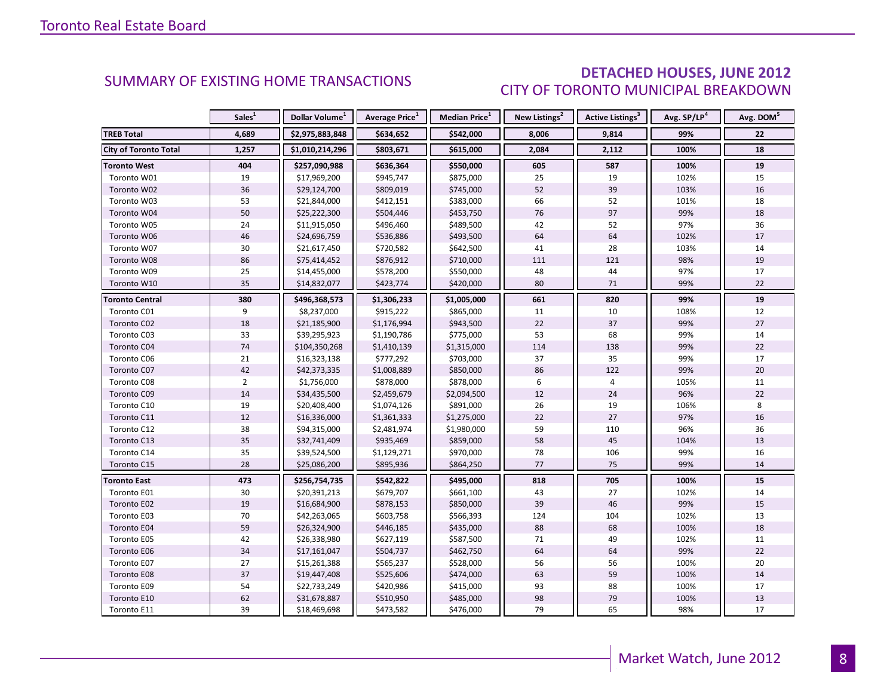## SUMMARY OF EXISTING HOME TRANSACTIONS

## DETACHED HOUSES, JUNE 2012

### CITY OF TORONTO MUNICIPAL BREAKDOWN

| | Sales[1] | Dollar Volume[1] | Average Price[1] | Median Price[1] | New Listings[2] | Active Listings[3] | Avg. SP/LP[4] | Avg. DOM[5] |
|---|---|---|---|---|---|---|---|---|
| **TREB Total** | **4,689** | **$2,975,883,848** | **$634,652** | **$542,000** | **8,006** | **9,814** | **99%** | **22** |
| **City of Toronto Total** | **1,257** | **$1,010,214,296** | **$803,671** | **$615,000** | **2,084** | **2,112** | **100%** | **18** |
| **Toronto West** | **404** | **$257,090,988** | **$636,364** | **$550,000** | **605** | **587** | **100%** | **19** |
| Toronto W01 | 19 | $17,969,200 | $945,747 | $875,000 | 25 | 19 | 102% | 15 |
| Toronto W02 | 36 | $29,124,700 | $809,019 | $745,000 | 52 | 39 | 103% | 16 |
| Toronto W03 | 53 | $21,844,000 | $412,151 | $383,000 | 66 | 52 | 101% | 18 |
| Toronto W04 | 50 | $25,222,300 | $504,446 | $453,750 | 76 | 97 | 99% | 18 |
| Toronto W05 | 24 | $11,915,050 | $496,460 | $489,500 | 42 | 52 | 97% | 36 |
| Toronto W06 | 46 | $24,696,759 | $536,886 | $493,500 | 64 | 64 | 102% | 17 |
| Toronto W07 | 30 | $21,617,450 | $720,582 | $642,500 | 41 | 28 | 103% | 14 |
| Toronto W08 | 86 | $75,414,452 | $876,912 | $710,000 | 111 | 121 | 98% | 19 |
| Toronto W09 | 25 | $14,455,000 | $578,200 | $550,000 | 48 | 44 | 97% | 17 |
| Toronto W10 | 35 | $14,832,077 | $423,774 | $420,000 | 80 | 71 | 99% | 22 |
| **Toronto Central** | **380** | **$496,368,573** | **$1,306,233** | **$1,005,000** | **661** | **820** | **99%** | **19** |
| Toronto C01 | 9 | $8,237,000 | $915,222 | $865,000 | 11 | 10 | 108% | 12 |
| Toronto C02 | 18 | $21,185,900 | $1,176,994 | $943,500 | 22 | 37 | 99% | 27 |
| Toronto C03 | 33 | $39,295,923 | $1,190,786 | $775,000 | 53 | 68 | 99% | 14 |
| Toronto C04 | 74 | $104,350,268 | $1,410,139 | $1,315,000 | 114 | 138 | 99% | 22 |
| Toronto C06 | 21 | $16,323,138 | $777,292 | $703,000 | 37 | 35 | 99% | 17 |
| Toronto C07 | 42 | $42,373,335 | $1,008,889 | $850,000 | 86 | 122 | 99% | 20 |
| Toronto C08 | 2 | $1,756,000 | $878,000 | $878,000 | 6 | 4 | 105% | 11 |
| Toronto C09 | 14 | $34,435,500 | $2,459,679 | $2,094,500 | 12 | 24 | 96% | 22 |
| Toronto C10 | 19 | $20,408,400 | $1,074,126 | $891,000 | 26 | 19 | 106% | 8 |
| Toronto C11 | 12 | $16,336,000 | $1,361,333 | $1,275,000 | 22 | 27 | 97% | 16 |
| Toronto C12 | 38 | $94,315,000 | $2,481,974 | $1,980,000 | 59 | 110 | 96% | 36 |
| Toronto C13 | 35 | $32,741,409 | $935,469 | $859,000 | 58 | 45 | 104% | 13 |
| Toronto C14 | 35 | $39,524,500 | $1,129,271 | $970,000 | 78 | 106 | 99% | 16 |
| Toronto C15 | 28 | $25,086,200 | $895,936 | $864,250 | 77 | 75 | 99% | 14 |
| **Toronto East** | **473** | **$256,754,735** | **$542,822** | **$495,000** | **818** | **705** | **100%** | **15** |
| Toronto E01 | 30 | $20,391,213 | $679,707 | $661,100 | 43 | 27 | 102% | 14 |
| Toronto E02 | 19 | $16,684,900 | $878,153 | $850,000 | 39 | 46 | 99% | 15 |
| Toronto E03 | 70 | $42,263,065 | $603,758 | $566,393 | 124 | 104 | 102% | 13 |
| Toronto E04 | 59 | $26,324,900 | $446,185 | $435,000 | 88 | 68 | 100% | 18 |
| Toronto E05 | 42 | $26,338,980 | $627,119 | $587,500 | 71 | 49 | 102% | 11 |
| Toronto E06 | 34 | $17,161,047 | $504,737 | $462,750 | 64 | 64 | 99% | 22 |
| Toronto E07 | 27 | $15,261,388 | $565,237 | $528,000 | 56 | 56 | 100% | 20 |
| Toronto E08 | 37 | $19,447,408 | $525,606 | $474,000 | 63 | 59 | 100% | 14 |
| Toronto E09 | 54 | $22,733,249 | $420,986 | $415,000 | 93 | 88 | 100% | 17 |
| Toronto E10 | 62 | $31,678,887 | $510,950 | $485,000 | 98 | 79 | 100% | 13 |
| Toronto E11 | 39 | $18,469,698 | $473,582 | $476,000 | 79 | 65 | 98% | 17 |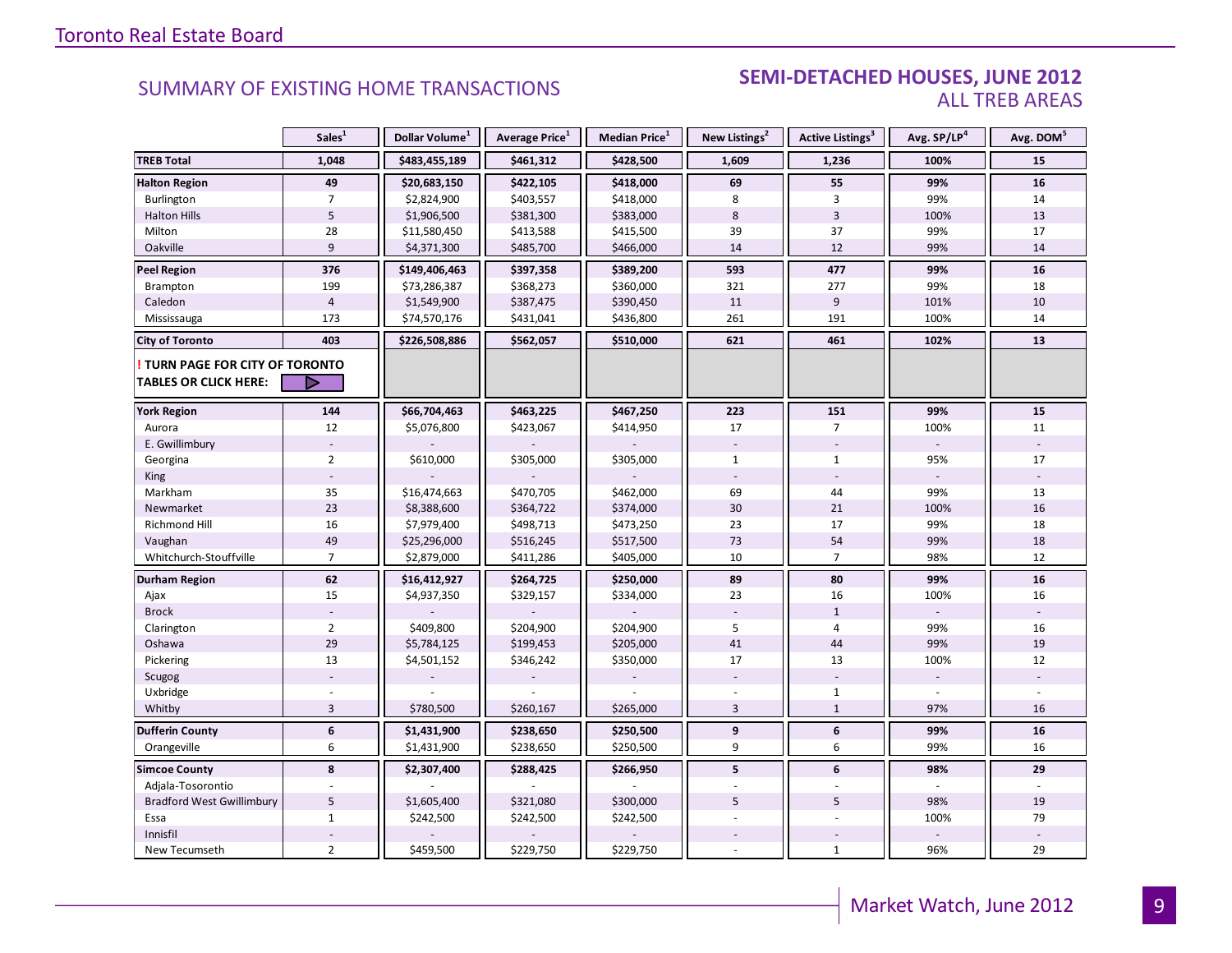SUMMARY OF EXISTING HOME TRANSACTIONS

## SEMI-DETACHED HOUSES, JUNE 2012
ALL TREB AREAS

| | Sales[1] | Dollar Volume[1] | Average Price[1] | Median Price[1] | New Listings[2] | Active Listings[3] | Avg. SP/LP[4] | Avg. DOM[5] |
|---|---|---|---|---|---|---|---|---|
| **TREB Total** | **1,048** | **$483,455,189** | **$461,312** | **$428,500** | **1,609** | **1,236** | **100%** | **15** |
| **Halton Region** | **49** | **$20,683,150** | **$422,105** | **$418,000** | **69** | **55** | **99%** | **16** |
| Burlington | 7 | $2,824,900 | $403,557 | $418,000 | 8 | 3 | 99% | 14 |
| Halton Hills | 5 | $1,906,500 | $381,300 | $383,000 | 8 | 3 | 100% | 13 |
| Milton | 28 | $11,580,450 | $413,588 | $415,500 | 39 | 37 | 99% | 17 |
| Oakville | 9 | $4,371,300 | $485,700 | $466,000 | 14 | 12 | 99% | 14 |
| **Peel Region** | **376** | **$149,406,463** | **$397,358** | **$389,200** | **593** | **477** | **99%** | **16** |
| Brampton | 199 | $73,286,387 | $368,273 | $360,000 | 321 | 277 | 99% | 18 |
| Caledon | 4 | $1,549,900 | $387,475 | $390,450 | 11 | 9 | 101% | 10 |
| Mississauga | 173 | $74,570,176 | $431,041 | $436,800 | 261 | 191 | 100% | 14 |
| **City of Toronto** | **403** | **$226,508,886** | **$562,057** | **$510,000** | **621** | **461** | **102%** | **13** |
| **! TURN PAGE FOR CITY OF TORONTO TABLES OR CLICK HERE:** | | | | | | | | |
| **York Region** | **144** | **$66,704,463** | **$463,225** | **$467,250** | **223** | **151** | **99%** | **15** |
| Aurora | 12 | $5,076,800 | $423,067 | $414,950 | 17 | 7 | 100% | 11 |
| E. Gwillimbury | - | - | - | - | - | - | - | - |
| Georgina | 2 | $610,000 | $305,000 | $305,000 | 1 | 1 | 95% | 17 |
| King | - | - | - | - | - | - | - | - |
| Markham | 35 | $16,474,663 | $470,705 | $462,000 | 69 | 44 | 99% | 13 |
| Newmarket | 23 | $8,388,600 | $364,722 | $374,000 | 30 | 21 | 100% | 16 |
| Richmond Hill | 16 | $7,979,400 | $498,713 | $473,250 | 23 | 17 | 99% | 18 |
| Vaughan | 49 | $25,296,000 | $516,245 | $517,500 | 73 | 54 | 99% | 18 |
| Whitchurch-Stouffville | 7 | $2,879,000 | $411,286 | $405,000 | 10 | 7 | 98% | 12 |
| **Durham Region** | **62** | **$16,412,927** | **$264,725** | **$250,000** | **89** | **80** | **99%** | **16** |
| Ajax | 15 | $4,937,350 | $329,157 | $334,000 | 23 | 16 | 100% | 16 |
| Brock | - | - | - | - | - | 1 | - | - |
| Clarington | 2 | $409,800 | $204,900 | $204,900 | 5 | 4 | 99% | 16 |
| Oshawa | 29 | $5,784,125 | $199,453 | $205,000 | 41 | 44 | 99% | 19 |
| Pickering | 13 | $4,501,152 | $346,242 | $350,000 | 17 | 13 | 100% | 12 |
| Scugog | - | - | - | - | - | - | - | - |
| Uxbridge | - | - | - | - | - | 1 | - | - |
| Whitby | 3 | $780,500 | $260,167 | $265,000 | 3 | 1 | 97% | 16 |
| **Dufferin County** | **6** | **$1,431,900** | **$238,650** | **$250,500** | **9** | **6** | **99%** | **16** |
| Orangeville | 6 | $1,431,900 | $238,650 | $250,500 | 9 | 6 | 99% | 16 |
| **Simcoe County** | **8** | **$2,307,400** | **$288,425** | **$266,950** | **5** | **6** | **98%** | **29** |
| Adjala-Tosorontio | - | - | - | - | - | - | - | - |
| Bradford West Gwillimbury | 5 | $1,605,400 | $321,080 | $300,000 | 5 | 5 | 98% | 19 |
| Essa | 1 | $242,500 | $242,500 | $242,500 | - | - | 100% | 79 |
| Innisfil | - | - | - | - | - | - | - | - |
| New Tecumseth | 2 | $459,500 | $229,750 | $229,750 | - | 1 | 96% | 29 |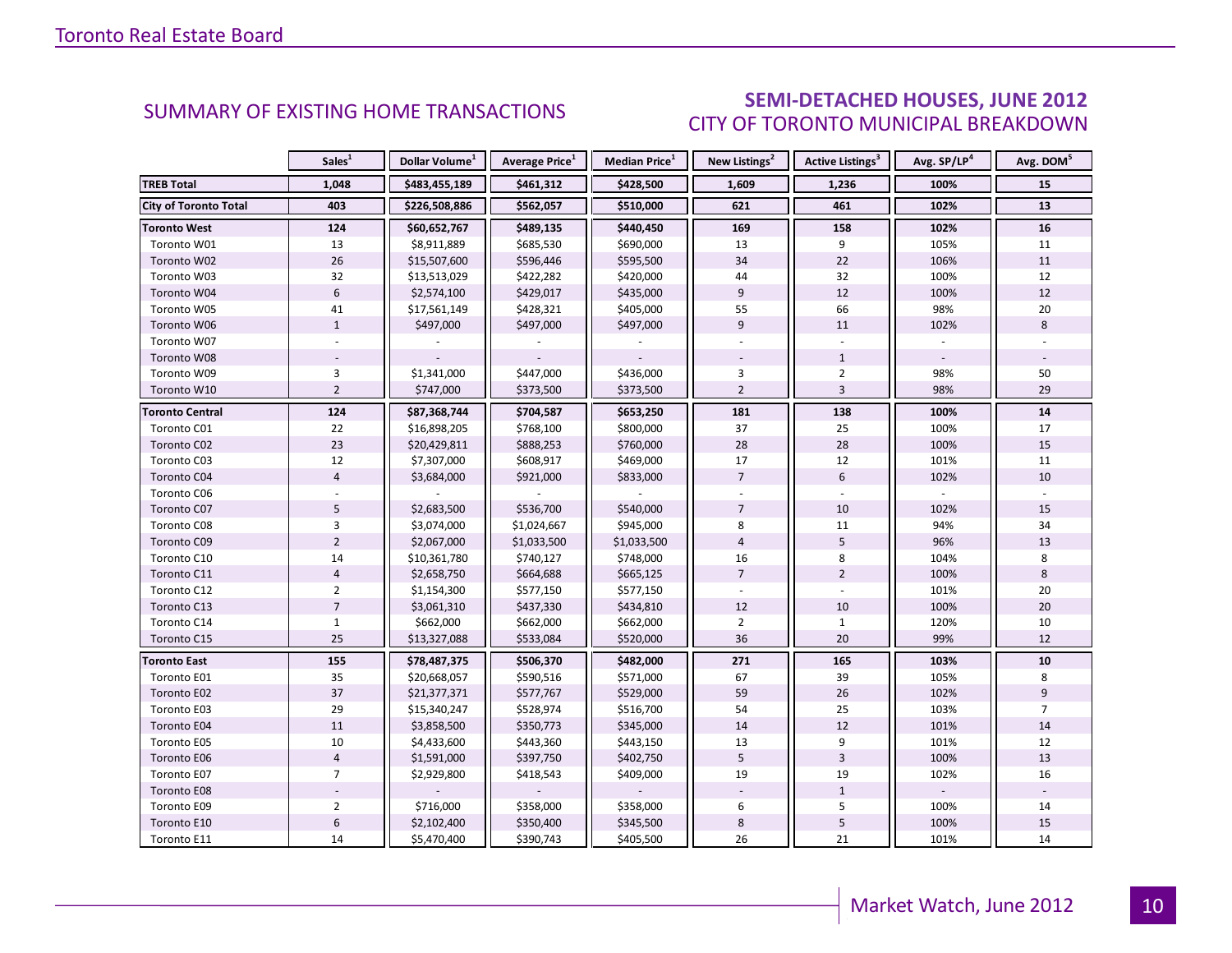## SUMMARY OF EXISTING HOME TRANSACTIONS

## SEMI-DETACHED HOUSES, JUNE 2012
### CITY OF TORONTO MUNICIPAL BREAKDOWN

| | Sales[1] | Dollar Volume[1] | Average Price[1] | Median Price[1] | New Listings[2] | Active Listings[3] | Avg. SP/LP[4] | Avg. DOM[5] |
|---|---|---|---|---|---|---|---|---|
| **TREB Total** | **1,048** | **$483,455,189** | **$461,312** | **$428,500** | **1,609** | **1,236** | **100%** | **15** |
| **City of Toronto Total** | **403** | **$226,508,886** | **$562,057** | **$510,000** | **621** | **461** | **102%** | **13** |
| **Toronto West** | **124** | **$60,652,767** | **$489,135** | **$440,450** | **169** | **158** | **102%** | **16** |
| Toronto W01 | 13 | $8,911,889 | $685,530 | $690,000 | 13 | 9 | 105% | 11 |
| Toronto W02 | 26 | $15,507,600 | $596,446 | $595,500 | 34 | 22 | 106% | 11 |
| Toronto W03 | 32 | $13,513,029 | $422,282 | $420,000 | 44 | 32 | 100% | 12 |
| Toronto W04 | 6 | $2,574,100 | $429,017 | $435,000 | 9 | 12 | 100% | 12 |
| Toronto W05 | 41 | $17,561,149 | $428,321 | $405,000 | 55 | 66 | 98% | 20 |
| Toronto W06 | 1 | $497,000 | $497,000 | $497,000 | 9 | 11 | 102% | 8 |
| Toronto W07 | - | - | - | - | - | - | - | - |
| Toronto W08 | - | - | - | - | - | 1 | - | - |
| Toronto W09 | 3 | $1,341,000 | $447,000 | $436,000 | 3 | 2 | 98% | 50 |
| Toronto W10 | 2 | $747,000 | $373,500 | $373,500 | 2 | 3 | 98% | 29 |
| **Toronto Central** | **124** | **$87,368,744** | **$704,587** | **$653,250** | **181** | **138** | **100%** | **14** |
| Toronto C01 | 22 | $16,898,205 | $768,100 | $800,000 | 37 | 25 | 100% | 17 |
| Toronto C02 | 23 | $20,429,811 | $888,253 | $760,000 | 28 | 28 | 100% | 15 |
| Toronto C03 | 12 | $7,307,000 | $608,917 | $469,000 | 17 | 12 | 101% | 11 |
| Toronto C04 | 4 | $3,684,000 | $921,000 | $833,000 | 7 | 6 | 102% | 10 |
| Toronto C06 | - | - | - | - | - | - | - | - |
| Toronto C07 | 5 | $2,683,500 | $536,700 | $540,000 | 7 | 10 | 102% | 15 |
| Toronto C08 | 3 | $3,074,000 | $1,024,667 | $945,000 | 8 | 11 | 94% | 34 |
| Toronto C09 | 2 | $2,067,000 | $1,033,500 | $1,033,500 | 4 | 5 | 96% | 13 |
| Toronto C10 | 14 | $10,361,780 | $740,127 | $748,000 | 16 | 8 | 104% | 8 |
| Toronto C11 | 4 | $2,658,750 | $664,688 | $665,125 | 7 | 2 | 100% | 8 |
| Toronto C12 | 2 | $1,154,300 | $577,150 | $577,150 | - | - | 101% | 20 |
| Toronto C13 | 7 | $3,061,310 | $437,330 | $434,810 | 12 | 10 | 100% | 20 |
| Toronto C14 | 1 | $662,000 | $662,000 | $662,000 | 2 | 1 | 120% | 10 |
| Toronto C15 | 25 | $13,327,088 | $533,084 | $520,000 | 36 | 20 | 99% | 12 |
| **Toronto East** | **155** | **$78,487,375** | **$506,370** | **$482,000** | **271** | **165** | **103%** | **10** |
| Toronto E01 | 35 | $20,668,057 | $590,516 | $571,000 | 67 | 39 | 105% | 8 |
| Toronto E02 | 37 | $21,377,371 | $577,767 | $529,000 | 59 | 26 | 102% | 9 |
| Toronto E03 | 29 | $15,340,247 | $528,974 | $516,700 | 54 | 25 | 103% | 7 |
| Toronto E04 | 11 | $3,858,500 | $350,773 | $345,000 | 14 | 12 | 101% | 14 |
| Toronto E05 | 10 | $4,433,600 | $443,360 | $443,150 | 13 | 9 | 101% | 12 |
| Toronto E06 | 4 | $1,591,000 | $397,750 | $402,750 | 5 | 3 | 100% | 13 |
| Toronto E07 | 7 | $2,929,800 | $418,543 | $409,000 | 19 | 19 | 102% | 16 |
| Toronto E08 | - | - | - | - | - | 1 | - | - |
| Toronto E09 | 2 | $716,000 | $358,000 | $358,000 | 6 | 5 | 100% | 14 |
| Toronto E10 | 6 | $2,102,400 | $350,400 | $345,500 | 8 | 5 | 100% | 15 |
| Toronto E11 | 14 | $5,470,400 | $390,743 | $405,500 | 26 | 21 | 101% | 14 |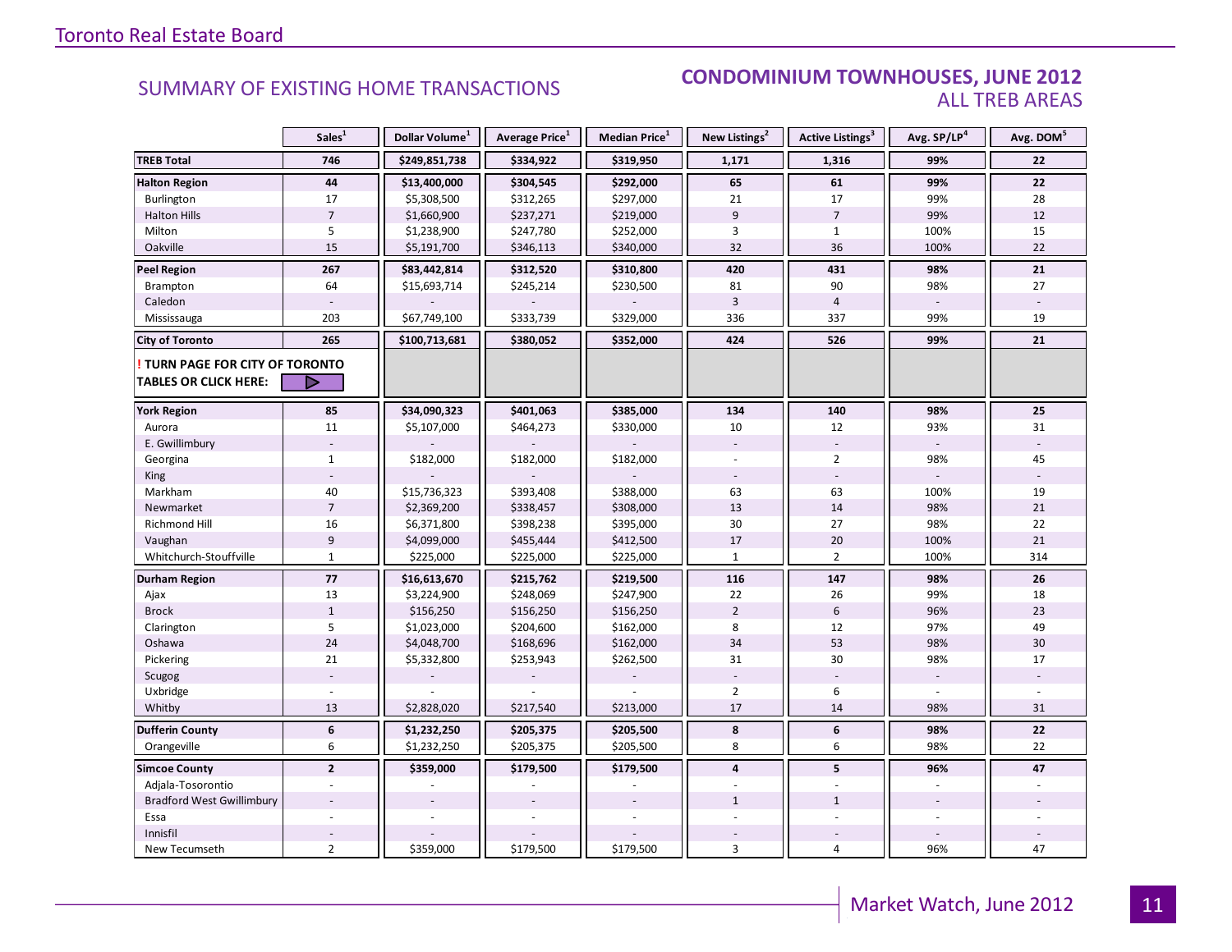## SUMMARY OF EXISTING HOME TRANSACTIONS

## CONDOMINIUM TOWNHOUSES, JUNE 2012

### ALL TREB AREAS

| | Sales[1] | Dollar Volume[1] | Average Price[1] | Median Price[1] | New Listings[2] | Active Listings[3] | Avg. SP/LP[4] | Avg. DOM[5] |
|---|---|---|---|---|---|---|---|---|
| **TREB Total** | **746** | **$249,851,738** | **$334,922** | **$319,950** | **1,171** | **1,316** | **99%** | **22** |
| **Halton Region** | **44** | **$13,400,000** | **$304,545** | **$292,000** | **65** | **61** | **99%** | **22** |
| Burlington | 17 | $5,308,500 | $312,265 | $297,000 | 21 | 17 | 99% | 28 |
| Halton Hills | 7 | $1,660,900 | $237,271 | $219,000 | 9 | 7 | 99% | 12 |
| Milton | 5 | $1,238,900 | $247,780 | $252,000 | 3 | 1 | 100% | 15 |
| Oakville | 15 | $5,191,700 | $346,113 | $340,000 | 32 | 36 | 100% | 22 |
| **Peel Region** | **267** | **$83,442,814** | **$312,520** | **$310,800** | **420** | **431** | **98%** | **21** |
| Brampton | 64 | $15,693,714 | $245,214 | $230,500 | 81 | 90 | 98% | 27 |
| Caledon | - | - | - | - | 3 | 4 | - | - |
| Mississauga | 203 | $67,749,100 | $333,739 | $329,000 | 336 | 337 | 99% | 19 |
| **City of Toronto** | **265** | **$100,713,681** | **$380,052** | **$352,000** | **424** | **526** | **99%** | **21** |
| **! TURN PAGE FOR CITY OF TORONTO TABLES OR CLICK HERE:** | | | | | | | | |
| **York Region** | **85** | **$34,090,323** | **$401,063** | **$385,000** | **134** | **140** | **98%** | **25** |
| Aurora | 11 | $5,107,000 | $464,273 | $330,000 | 10 | 12 | 93% | 31 |
| E. Gwillimbury | - | - | - | - | - | - | - | - |
| Georgina | 1 | $182,000 | $182,000 | $182,000 | - | 2 | 98% | 45 |
| King | - | - | - | - | - | - | - | - |
| Markham | 40 | $15,736,323 | $393,408 | $388,000 | 63 | 63 | 100% | 19 |
| Newmarket | 7 | $2,369,200 | $338,457 | $308,000 | 13 | 14 | 98% | 21 |
| Richmond Hill | 16 | $6,371,800 | $398,238 | $395,000 | 30 | 27 | 98% | 22 |
| Vaughan | 9 | $4,099,000 | $455,444 | $412,500 | 17 | 20 | 100% | 21 |
| Whitchurch-Stouffville | 1 | $225,000 | $225,000 | $225,000 | 1 | 2 | 100% | 314 |
| **Durham Region** | **77** | **$16,613,670** | **$215,762** | **$219,500** | **116** | **147** | **98%** | **26** |
| Ajax | 13 | $3,224,900 | $248,069 | $247,900 | 22 | 26 | 99% | 18 |
| Brock | 1 | $156,250 | $156,250 | $156,250 | 2 | 6 | 96% | 23 |
| Clarington | 5 | $1,023,000 | $204,600 | $162,000 | 8 | 12 | 97% | 49 |
| Oshawa | 24 | $4,048,700 | $168,696 | $162,000 | 34 | 53 | 98% | 30 |
| Pickering | 21 | $5,332,800 | $253,943 | $262,500 | 31 | 30 | 98% | 17 |
| Scugog | - | - | - | - | - | - | - | - |
| Uxbridge | - | - | - | - | 2 | 6 | - | - |
| Whitby | 13 | $2,828,020 | $217,540 | $213,000 | 17 | 14 | 98% | 31 |
| **Dufferin County** | **6** | **$1,232,250** | **$205,375** | **$205,500** | **8** | **6** | **98%** | **22** |
| Orangeville | 6 | $1,232,250 | $205,375 | $205,500 | 8 | 6 | 98% | 22 |
| **Simcoe County** | **2** | **$359,000** | **$179,500** | **$179,500** | **4** | **5** | **96%** | **47** |
| Adjala-Tosorontio | - | - | - | - | - | - | - | - |
| Bradford West Gwillimbury | - | - | - | - | 1 | 1 | - | - |
| Essa | - | - | - | - | - | - | - | - |
| Innisfil | - | - | - | - | - | - | - | - |
| New Tecumseth | 2 | $359,000 | $179,500 | $179,500 | 3 | 4 | 96% | 47 |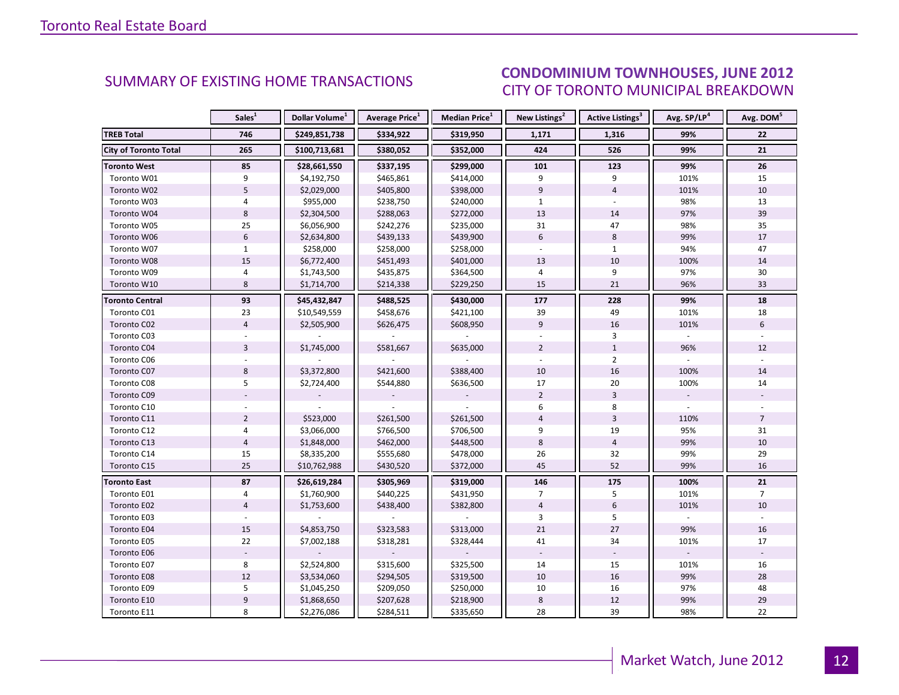## SUMMARY OF EXISTING HOME TRANSACTIONS

### CONDOMINIUM TOWNHOUSES, JUNE 2012
### CITY OF TORONTO MUNICIPAL BREAKDOWN

| | Sales[1] | Dollar Volume[1] | Average Price[1] | Median Price[1] | New Listings[2] | Active Listings[3] | Avg. SP/LP[4] | Avg. DOM[5] |
|---|---|---|---|---|---|---|---|---|
| **TREB Total** | **746** | **$249,851,738** | **$334,922** | **$319,950** | **1,171** | **1,316** | **99%** | **22** |
| **City of Toronto Total** | **265** | **$100,713,681** | **$380,052** | **$352,000** | **424** | **526** | **99%** | **21** |
| **Toronto West** | **85** | **$28,661,550** | **$337,195** | **$299,000** | **101** | **123** | **99%** | **26** |
| Toronto W01 | 9 | $4,192,750 | $465,861 | $414,000 | 9 | 9 | 101% | 15 |
| Toronto W02 | 5 | $2,029,000 | $405,800 | $398,000 | 9 | 4 | 101% | 10 |
| Toronto W03 | 4 | $955,000 | $238,750 | $240,000 | 1 | - | 98% | 13 |
| Toronto W04 | 8 | $2,304,500 | $288,063 | $272,000 | 13 | 14 | 97% | 39 |
| Toronto W05 | 25 | $6,056,900 | $242,276 | $235,000 | 31 | 47 | 98% | 35 |
| Toronto W06 | 6 | $2,634,800 | $439,133 | $439,900 | 6 | 8 | 99% | 17 |
| Toronto W07 | 1 | $258,000 | $258,000 | $258,000 | - | 1 | 94% | 47 |
| Toronto W08 | 15 | $6,772,400 | $451,493 | $401,000 | 13 | 10 | 100% | 14 |
| Toronto W09 | 4 | $1,743,500 | $435,875 | $364,500 | 4 | 9 | 97% | 30 |
| Toronto W10 | 8 | $1,714,700 | $214,338 | $229,250 | 15 | 21 | 96% | 33 |
| **Toronto Central** | **93** | **$45,432,847** | **$488,525** | **$430,000** | **177** | **228** | **99%** | **18** |
| Toronto C01 | 23 | $10,549,559 | $458,676 | $421,100 | 39 | 49 | 101% | 18 |
| Toronto C02 | 4 | $2,505,900 | $626,475 | $608,950 | 9 | 16 | 101% | 6 |
| Toronto C03 | - | - | - | - | - | 3 | - | - |
| Toronto C04 | 3 | $1,745,000 | $581,667 | $635,000 | 2 | 1 | 96% | 12 |
| Toronto C06 | - | - | - | - | - | 2 | - | - |
| Toronto C07 | 8 | $3,372,800 | $421,600 | $388,400 | 10 | 16 | 100% | 14 |
| Toronto C08 | 5 | $2,724,400 | $544,880 | $636,500 | 17 | 20 | 100% | 14 |
| Toronto C09 | - | - | - | - | 2 | 3 | - | - |
| Toronto C10 | - | - | - | - | 6 | 8 | - | - |
| Toronto C11 | 2 | $523,000 | $261,500 | $261,500 | 4 | 3 | 110% | 7 |
| Toronto C12 | 4 | $3,066,000 | $766,500 | $706,500 | 9 | 19 | 95% | 31 |
| Toronto C13 | 4 | $1,848,000 | $462,000 | $448,500 | 8 | 4 | 99% | 10 |
| Toronto C14 | 15 | $8,335,200 | $555,680 | $478,000 | 26 | 32 | 99% | 29 |
| Toronto C15 | 25 | $10,762,988 | $430,520 | $372,000 | 45 | 52 | 99% | 16 |
| **Toronto East** | **87** | **$26,619,284** | **$305,969** | **$319,000** | **146** | **175** | **100%** | **21** |
| Toronto E01 | 4 | $1,760,900 | $440,225 | $431,950 | 7 | 5 | 101% | 7 |
| Toronto E02 | 4 | $1,753,600 | $438,400 | $382,800 | 4 | 6 | 101% | 10 |
| Toronto E03 | - | - | - | - | 3 | 5 | - | - |
| Toronto E04 | 15 | $4,853,750 | $323,583 | $313,000 | 21 | 27 | 99% | 16 |
| Toronto E05 | 22 | $7,002,188 | $318,281 | $328,444 | 41 | 34 | 101% | 17 |
| Toronto E06 | - | - | - | - | - | - | - | - |
| Toronto E07 | 8 | $2,524,800 | $315,600 | $325,500 | 14 | 15 | 101% | 16 |
| Toronto E08 | 12 | $3,534,060 | $294,505 | $319,500 | 10 | 16 | 99% | 28 |
| Toronto E09 | 5 | $1,045,250 | $209,050 | $250,000 | 10 | 16 | 97% | 48 |
| Toronto E10 | 9 | $1,868,650 | $207,628 | $218,900 | 8 | 12 | 99% | 29 |
| Toronto E11 | 8 | $2,276,086 | $284,511 | $335,650 | 28 | 39 | 98% | 22 |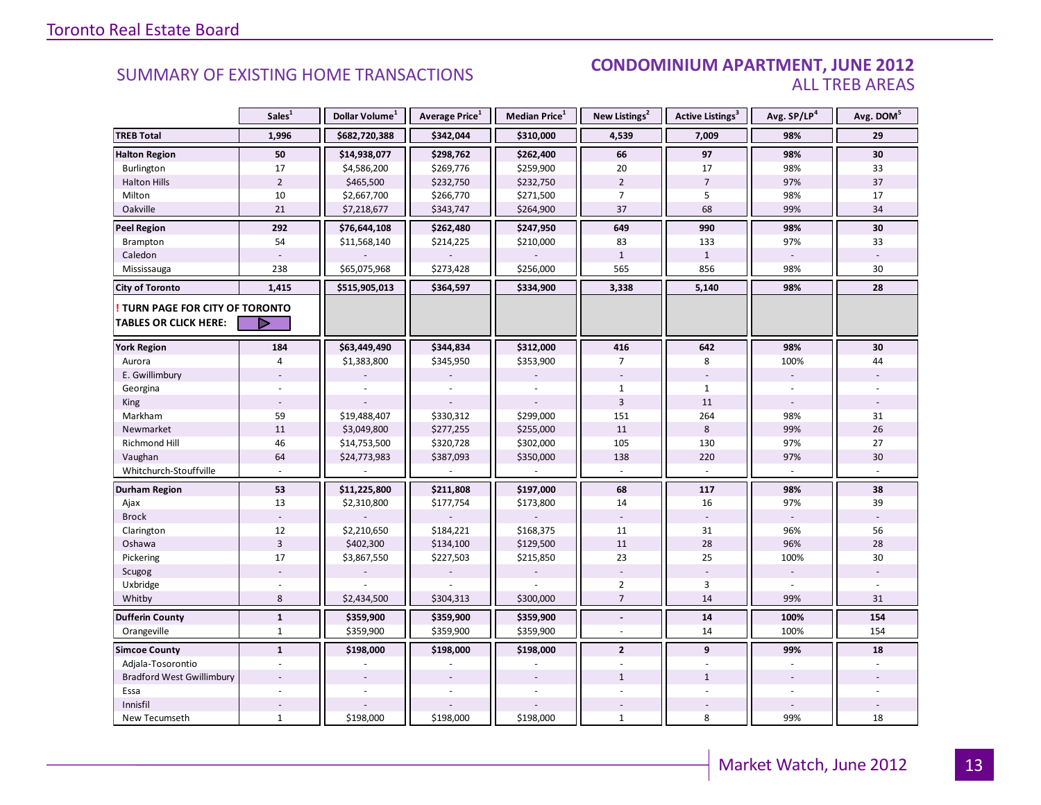## SUMMARY OF EXISTING HOME TRANSACTIONS

## CONDOMINIUM APARTMENT, JUNE 2012
### ALL TREB AREAS

| | Sales[1] | Dollar Volume[1] | Average Price[1] | Median Price[1] | New Listings[2] | Active Listings[3] | Avg. SP/LP[4] | Avg. DOM[5] |
|---|---|---|---|---|---|---|---|---|
| **TREB Total** | **1,996** | **$682,720,388** | **$342,044** | **$310,000** | **4,539** | **7,009** | **98%** | **29** |
| **Halton Region** | **50** | **$14,938,077** | **$298,762** | **$262,400** | **66** | **97** | **98%** | **30** |
| Burlington | 17 | $4,586,200 | $269,776 | $259,900 | 20 | 17 | 98% | 33 |
| Halton Hills | 2 | $465,500 | $232,750 | $232,750 | 2 | 7 | 97% | 37 |
| Milton | 10 | $2,667,700 | $266,770 | $271,500 | 7 | 5 | 98% | 17 |
| Oakville | 21 | $7,218,677 | $343,747 | $264,900 | 37 | 68 | 99% | 34 |
| **Peel Region** | **292** | **$76,644,108** | **$262,480** | **$247,950** | **649** | **990** | **98%** | **30** |
| Brampton | 54 | $11,568,140 | $214,225 | $210,000 | 83 | 133 | 97% | 33 |
| Caledon | - | - | - | - | 1 | 1 | - | - |
| Mississauga | 238 | $65,075,968 | $273,428 | $256,000 | 565 | 856 | 98% | 30 |
| **City of Toronto** | **1,415** | **$515,905,013** | **$364,597** | **$334,900** | **3,338** | **5,140** | **98%** | **28** |
| **! TURN PAGE FOR CITY OF TORONTO TABLES OR CLICK HERE:** | | | | | | | | |
| **York Region** | **184** | **$63,449,490** | **$344,834** | **$312,000** | **416** | **642** | **98%** | **30** |
| Aurora | 4 | $1,383,800 | $345,950 | $353,900 | 7 | 8 | 100% | 44 |
| E. Gwillimbury | - | - | - | - | - | - | - | - |
| Georgina | - | - | - | - | 1 | 1 | - | - |
| King | - | - | - | - | 3 | 11 | - | - |
| Markham | 59 | $19,488,407 | $330,312 | $299,000 | 151 | 264 | 98% | 31 |
| Newmarket | 11 | $3,049,800 | $277,255 | $255,000 | 11 | 8 | 99% | 26 |
| Richmond Hill | 46 | $14,753,500 | $320,728 | $302,000 | 105 | 130 | 97% | 27 |
| Vaughan | 64 | $24,773,983 | $387,093 | $350,000 | 138 | 220 | 97% | 30 |
| Whitchurch-Stouffville | - | - | - | - | - | - | - | - |
| **Durham Region** | **53** | **$11,225,800** | **$211,808** | **$197,000** | **68** | **117** | **98%** | **38** |
| Ajax | 13 | $2,310,800 | $177,754 | $173,800 | 14 | 16 | 97% | 39 |
| Brock | - | - | - | - | - | - | - | - |
| Clarington | 12 | $2,210,650 | $184,221 | $168,375 | 11 | 31 | 96% | 56 |
| Oshawa | 3 | $402,300 | $134,100 | $129,500 | 11 | 28 | 96% | 28 |
| Pickering | 17 | $3,867,550 | $227,503 | $215,850 | 23 | 25 | 100% | 30 |
| Scugog | - | - | - | - | - | - | - | - |
| Uxbridge | - | - | - | - | 2 | 3 | - | - |
| Whitby | 8 | $2,434,500 | $304,313 | $300,000 | 7 | 14 | 99% | 31 |
| **Dufferin County** | **1** | **$359,900** | **$359,900** | **$359,900** | **-** | **14** | **100%** | **154** |
| Orangeville | 1 | $359,900 | $359,900 | $359,900 | - | 14 | 100% | 154 |
| **Simcoe County** | **1** | **$198,000** | **$198,000** | **$198,000** | **2** | **9** | **99%** | **18** |
| Adjala-Tosorontio | - | - | - | - | - | - | - | - |
| Bradford West Gwillimbury | - | - | - | - | 1 | 1 | - | - |
| Essa | - | - | - | - | - | - | - | - |
| Innisfil | - | - | - | - | - | - | - | - |
| New Tecumseth | 1 | $198,000 | $198,000 | $198,000 | 1 | 8 | 99% | 18 |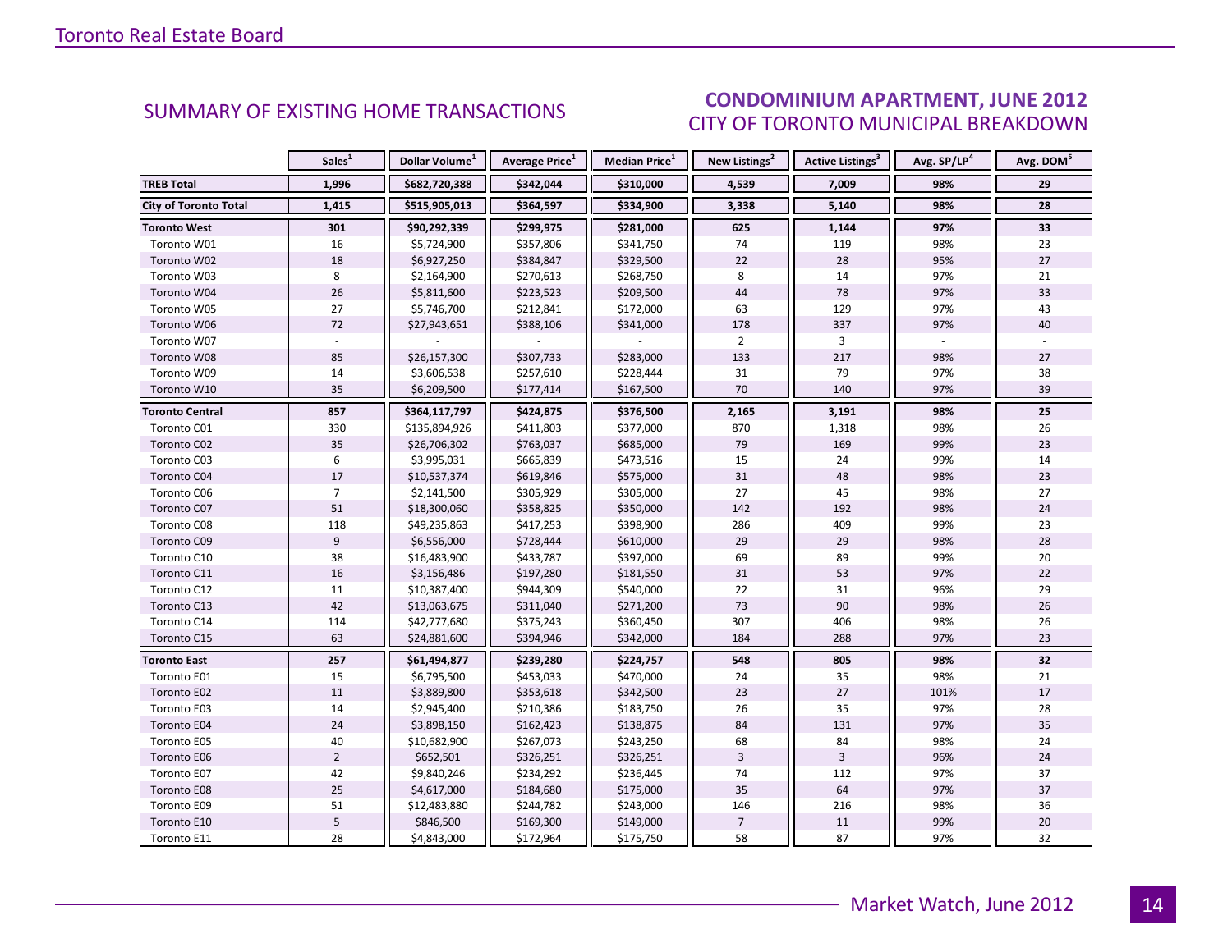## SUMMARY OF EXISTING HOME TRANSACTIONS

## CONDOMINIUM APARTMENT, JUNE 2012
### CITY OF TORONTO MUNICIPAL BREAKDOWN

| | Sales[1] | Dollar Volume[1] | Average Price[1] | Median Price[1] | New Listings[2] | Active Listings[3] | Avg. SP/LP[4] | Avg. DOM[5] |
|---|---|---|---|---|---|---|---|---|
| **TREB Total** | **1,996** | **$682,720,388** | **$342,044** | **$310,000** | **4,539** | **7,009** | **98%** | **29** |
| **City of Toronto Total** | **1,415** | **$515,905,013** | **$364,597** | **$334,900** | **3,338** | **5,140** | **98%** | **28** |
| **Toronto West** | **301** | **$90,292,339** | **$299,975** | **$281,000** | **625** | **1,144** | **97%** | **33** |
| Toronto W01 | 16 | $5,724,900 | $357,806 | $341,750 | 74 | 119 | 98% | 23 |
| Toronto W02 | 18 | $6,927,250 | $384,847 | $329,500 | 22 | 28 | 95% | 27 |
| Toronto W03 | 8 | $2,164,900 | $270,613 | $268,750 | 8 | 14 | 97% | 21 |
| Toronto W04 | 26 | $5,811,600 | $223,523 | $209,500 | 44 | 78 | 97% | 33 |
| Toronto W05 | 27 | $5,746,700 | $212,841 | $172,000 | 63 | 129 | 97% | 43 |
| Toronto W06 | 72 | $27,943,651 | $388,106 | $341,000 | 178 | 337 | 97% | 40 |
| Toronto W07 | - | - | - | - | 2 | 3 | - | - |
| Toronto W08 | 85 | $26,157,300 | $307,733 | $283,000 | 133 | 217 | 98% | 27 |
| Toronto W09 | 14 | $3,606,538 | $257,610 | $228,444 | 31 | 79 | 97% | 38 |
| Toronto W10 | 35 | $6,209,500 | $177,414 | $167,500 | 70 | 140 | 97% | 39 |
| **Toronto Central** | **857** | **$364,117,797** | **$424,875** | **$376,500** | **2,165** | **3,191** | **98%** | **25** |
| Toronto C01 | 330 | $135,894,926 | $411,803 | $377,000 | 870 | 1,318 | 98% | 26 |
| Toronto C02 | 35 | $26,706,302 | $763,037 | $685,000 | 79 | 169 | 99% | 23 |
| Toronto C03 | 6 | $3,995,031 | $665,839 | $473,516 | 15 | 24 | 99% | 14 |
| Toronto C04 | 17 | $10,537,374 | $619,846 | $575,000 | 31 | 48 | 98% | 23 |
| Toronto C06 | 7 | $2,141,500 | $305,929 | $305,000 | 27 | 45 | 98% | 27 |
| Toronto C07 | 51 | $18,300,060 | $358,825 | $350,000 | 142 | 192 | 98% | 24 |
| Toronto C08 | 118 | $49,235,863 | $417,253 | $398,900 | 286 | 409 | 99% | 23 |
| Toronto C09 | 9 | $6,556,000 | $728,444 | $610,000 | 29 | 29 | 98% | 28 |
| Toronto C10 | 38 | $16,483,900 | $433,787 | $397,000 | 69 | 89 | 99% | 20 |
| Toronto C11 | 16 | $3,156,486 | $197,280 | $181,550 | 31 | 53 | 97% | 22 |
| Toronto C12 | 11 | $10,387,400 | $944,309 | $540,000 | 22 | 31 | 96% | 29 |
| Toronto C13 | 42 | $13,063,675 | $311,040 | $271,200 | 73 | 90 | 98% | 26 |
| Toronto C14 | 114 | $42,777,680 | $375,243 | $360,450 | 307 | 406 | 98% | 26 |
| Toronto C15 | 63 | $24,881,600 | $394,946 | $342,000 | 184 | 288 | 97% | 23 |
| **Toronto East** | **257** | **$61,494,877** | **$239,280** | **$224,757** | **548** | **805** | **98%** | **32** |
| Toronto E01 | 15 | $6,795,500 | $453,033 | $470,000 | 24 | 35 | 98% | 21 |
| Toronto E02 | 11 | $3,889,800 | $353,618 | $342,500 | 23 | 27 | 101% | 17 |
| Toronto E03 | 14 | $2,945,400 | $210,386 | $183,750 | 26 | 35 | 97% | 28 |
| Toronto E04 | 24 | $3,898,150 | $162,423 | $138,875 | 84 | 131 | 97% | 35 |
| Toronto E05 | 40 | $10,682,900 | $267,073 | $243,250 | 68 | 84 | 98% | 24 |
| Toronto E06 | 2 | $652,501 | $326,251 | $326,251 | 3 | 3 | 96% | 24 |
| Toronto E07 | 42 | $9,840,246 | $234,292 | $236,445 | 74 | 112 | 97% | 37 |
| Toronto E08 | 25 | $4,617,000 | $184,680 | $175,000 | 35 | 64 | 97% | 37 |
| Toronto E09 | 51 | $12,483,880 | $244,782 | $243,000 | 146 | 216 | 98% | 36 |
| Toronto E10 | 5 | $846,500 | $169,300 | $149,000 | 7 | 11 | 99% | 20 |
| Toronto E11 | 28 | $4,843,000 | $172,964 | $175,750 | 58 | 87 | 97% | 32 |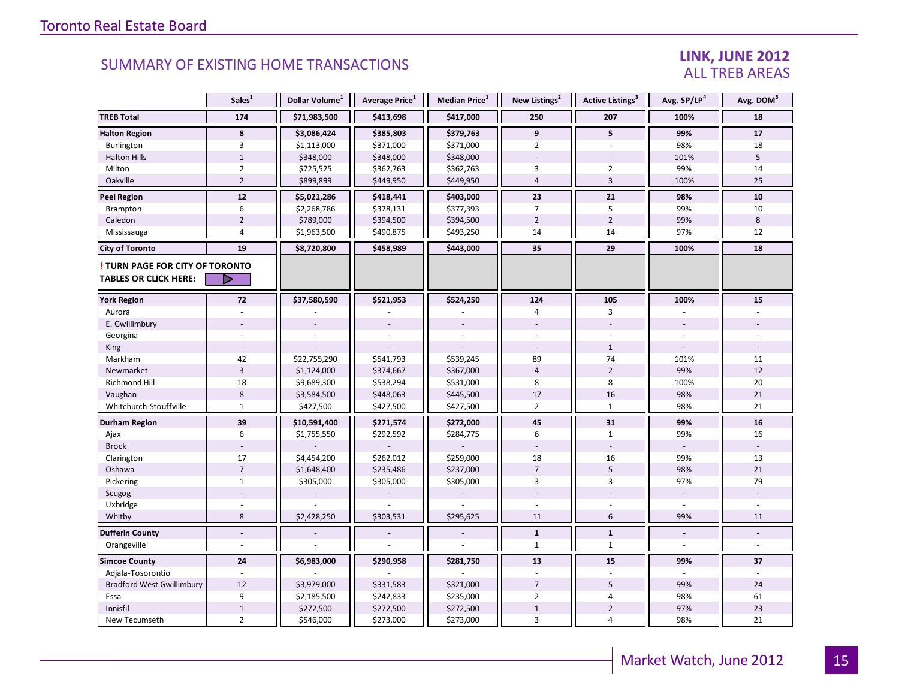## SUMMARY OF EXISTING HOME TRANSACTIONS

### LINK, JUNE 2012
### ALL TREB AREAS

| | Sales[1] | Dollar Volume[1] | Average Price[1] | Median Price[1] | New Listings[2] | Active Listings[3] | Avg. SP/LP[4] | Avg. DOM[5] |
|---|---|---|---|---|---|---|---|---|
| **TREB Total** | **174** | **$71,983,500** | **$413,698** | **$417,000** | **250** | **207** | **100%** | **18** |
| **Halton Region** | **8** | **$3,086,424** | **$385,803** | **$379,763** | **9** | **5** | **99%** | **17** |
| Burlington | 3 | $1,113,000 | $371,000 | $371,000 | 2 | - | 98% | 18 |
| Halton Hills | 1 | $348,000 | $348,000 | $348,000 | - | - | 101% | 5 |
| Milton | 2 | $725,525 | $362,763 | $362,763 | 3 | 2 | 99% | 14 |
| Oakville | 2 | $899,899 | $449,950 | $449,950 | 4 | 3 | 100% | 25 |
| **Peel Region** | **12** | **$5,021,286** | **$418,441** | **$403,000** | **23** | **21** | **98%** | **10** |
| Brampton | 6 | $2,268,786 | $378,131 | $377,393 | 7 | 5 | 99% | 10 |
| Caledon | 2 | $789,000 | $394,500 | $394,500 | 2 | 2 | 99% | 8 |
| Mississauga | 4 | $1,963,500 | $490,875 | $493,250 | 14 | 14 | 97% | 12 |
| **City of Toronto** | **19** | **$8,720,800** | **$458,989** | **$443,000** | **35** | **29** | **100%** | **18** |
| **! TURN PAGE FOR CITY OF TORONTO TABLES OR CLICK HERE:** | | | | | | | | |
| **York Region** | **72** | **$37,580,590** | **$521,953** | **$524,250** | **124** | **105** | **100%** | **15** |
| Aurora | - | - | - | - | 4 | 3 | - | - |
| E. Gwillimbury | - | - | - | - | - | - | - | - |
| Georgina | - | - | - | - | - | - | - | - |
| King | - | - | - | - | - | 1 | - | - |
| Markham | 42 | $22,755,290 | $541,793 | $539,245 | 89 | 74 | 101% | 11 |
| Newmarket | 3 | $1,124,000 | $374,667 | $367,000 | 4 | 2 | 99% | 12 |
| Richmond Hill | 18 | $9,689,300 | $538,294 | $531,000 | 8 | 8 | 100% | 20 |
| Vaughan | 8 | $3,584,500 | $448,063 | $445,500 | 17 | 16 | 98% | 21 |
| Whitchurch-Stouffville | 1 | $427,500 | $427,500 | $427,500 | 2 | 1 | 98% | 21 |
| **Durham Region** | **39** | **$10,591,400** | **$271,574** | **$272,000** | **45** | **31** | **99%** | **16** |
| Ajax | 6 | $1,755,550 | $292,592 | $284,775 | 6 | 1 | 99% | 16 |
| Brock | - | - | - | - | - | - | - | - |
| Clarington | 17 | $4,454,200 | $262,012 | $259,000 | 18 | 16 | 99% | 13 |
| Oshawa | 7 | $1,648,400 | $235,486 | $237,000 | 7 | 5 | 98% | 21 |
| Pickering | 1 | $305,000 | $305,000 | $305,000 | 3 | 3 | 97% | 79 |
| Scugog | - | - | - | - | - | - | - | - |
| Uxbridge | - | - | - | - | - | - | - | - |
| Whitby | 8 | $2,428,250 | $303,531 | $295,625 | 11 | 6 | 99% | 11 |
| **Dufferin County** | **-** | **-** | **-** | **-** | **1** | **1** | **-** | **-** |
| Orangeville | - | - | - | - | 1 | 1 | - | - |
| **Simcoe County** | **24** | **$6,983,000** | **$290,958** | **$281,750** | **13** | **15** | **99%** | **37** |
| Adjala-Tosorontio | - | - | - | - | - | - | - | - |
| Bradford West Gwillimbury | 12 | $3,979,000 | $331,583 | $321,000 | 7 | 5 | 99% | 24 |
| Essa | 9 | $2,185,500 | $242,833 | $235,000 | 2 | 4 | 98% | 61 |
| Innisfil | 1 | $272,500 | $272,500 | $272,500 | 1 | 2 | 97% | 23 |
| New Tecumseth | 2 | $546,000 | $273,000 | $273,000 | 3 | 4 | 98% | 21 |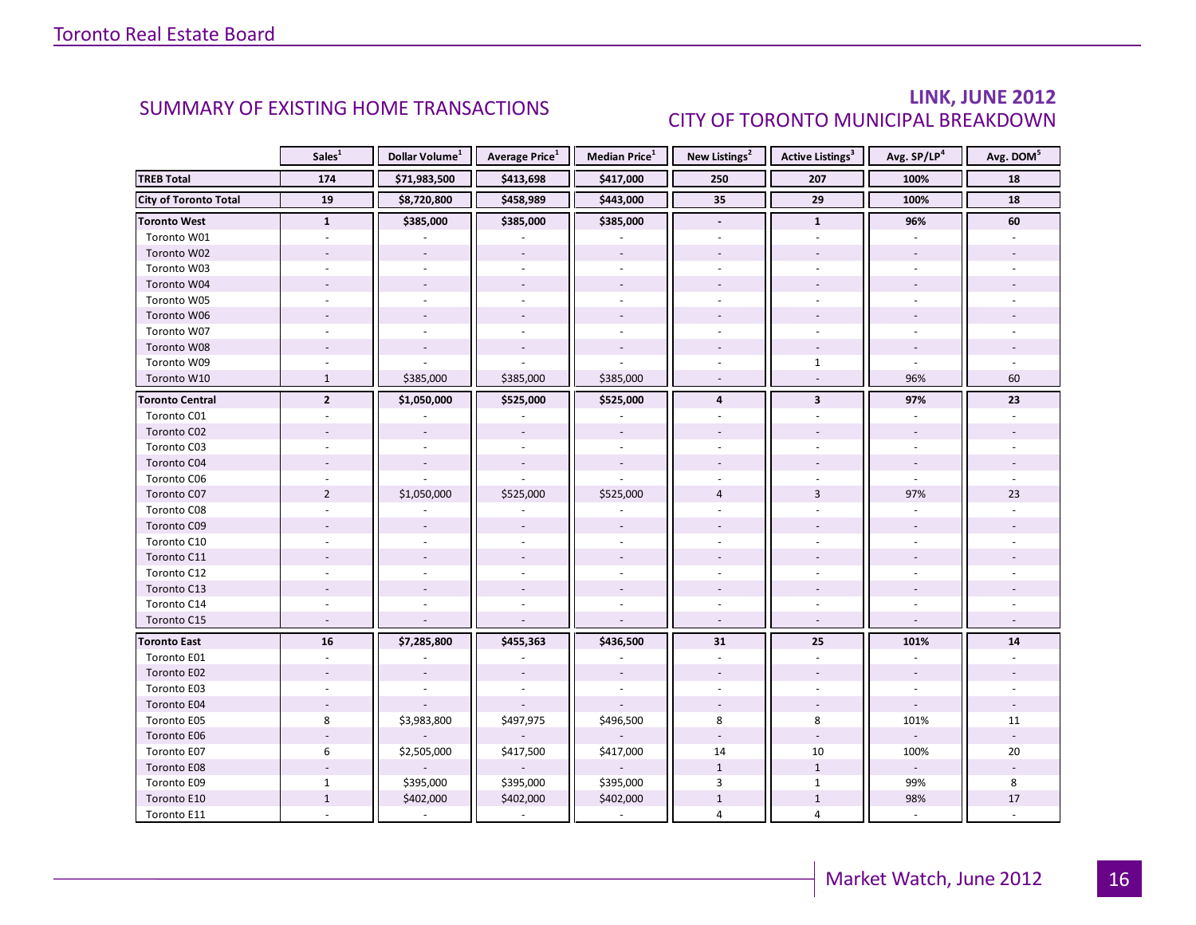## SUMMARY OF EXISTING HOME TRANSACTIONS

## LINK, JUNE 2012
## CITY OF TORONTO MUNICIPAL BREAKDOWN

| | Sales[1] | Dollar Volume[1] | Average Price[1] | Median Price[1] | New Listings[2] | Active Listings[3] | Avg. SP/LP[4] | Avg. DOM[5] |
|---|---|---|---|---|---|---|---|---|
| **TREB Total** | **174** | **$71,983,500** | **$413,698** | **$417,000** | **250** | **207** | **100%** | **18** |
| **City of Toronto Total** | **19** | **$8,720,800** | **$458,989** | **$443,000** | **35** | **29** | **100%** | **18** |
| **Toronto West** | **1** | **$385,000** | **$385,000** | **$385,000** | **-** | **1** | **96%** | **60** |
| Toronto W01 | - | - | - | - | - | - | - | - |
| Toronto W02 | - | - | - | - | - | - | - | - |
| Toronto W03 | - | - | - | - | - | - | - | - |
| Toronto W04 | - | - | - | - | - | - | - | - |
| Toronto W05 | - | - | - | - | - | - | - | - |
| Toronto W06 | - | - | - | - | - | - | - | - |
| Toronto W07 | - | - | - | - | - | - | - | - |
| Toronto W08 | - | - | - | - | - | - | - | - |
| Toronto W09 | - | - | - | - | - | 1 | - | - |
| Toronto W10 | 1 | $385,000 | $385,000 | $385,000 | - | - | 96% | 60 |
| **Toronto Central** | **2** | **$1,050,000** | **$525,000** | **$525,000** | **4** | **3** | **97%** | **23** |
| Toronto C01 | - | - | - | - | - | - | - | - |
| Toronto C02 | - | - | - | - | - | - | - | - |
| Toronto C03 | - | - | - | - | - | - | - | - |
| Toronto C04 | - | - | - | - | - | - | - | - |
| Toronto C06 | - | - | - | - | - | - | - | - |
| Toronto C07 | 2 | $1,050,000 | $525,000 | $525,000 | 4 | 3 | 97% | 23 |
| Toronto C08 | - | - | - | - | - | - | - | - |
| Toronto C09 | - | - | - | - | - | - | - | - |
| Toronto C10 | - | - | - | - | - | - | - | - |
| Toronto C11 | - | - | - | - | - | - | - | - |
| Toronto C12 | - | - | - | - | - | - | - | - |
| Toronto C13 | - | - | - | - | - | - | - | - |
| Toronto C14 | - | - | - | - | - | - | - | - |
| Toronto C15 | - | - | - | - | - | - | - | - |
| **Toronto East** | **16** | **$7,285,800** | **$455,363** | **$436,500** | **31** | **25** | **101%** | **14** |
| Toronto E01 | - | - | - | - | - | - | - | - |
| Toronto E02 | - | - | - | - | - | - | - | - |
| Toronto E03 | - | - | - | - | - | - | - | - |
| Toronto E04 | - | - | - | - | - | - | - | - |
| Toronto E05 | 8 | $3,983,800 | $497,975 | $496,500 | 8 | 8 | 101% | 11 |
| Toronto E06 | - | - | - | - | - | - | - | - |
| Toronto E07 | 6 | $2,505,000 | $417,500 | $417,000 | 14 | 10 | 100% | 20 |
| Toronto E08 | - | - | - | - | 1 | 1 | - | - |
| Toronto E09 | 1 | $395,000 | $395,000 | $395,000 | 3 | 1 | 99% | 8 |
| Toronto E10 | 1 | $402,000 | $402,000 | $402,000 | 1 | 1 | 98% | 17 |
| Toronto E11 | - | - | - | - | 4 | 4 | - | - |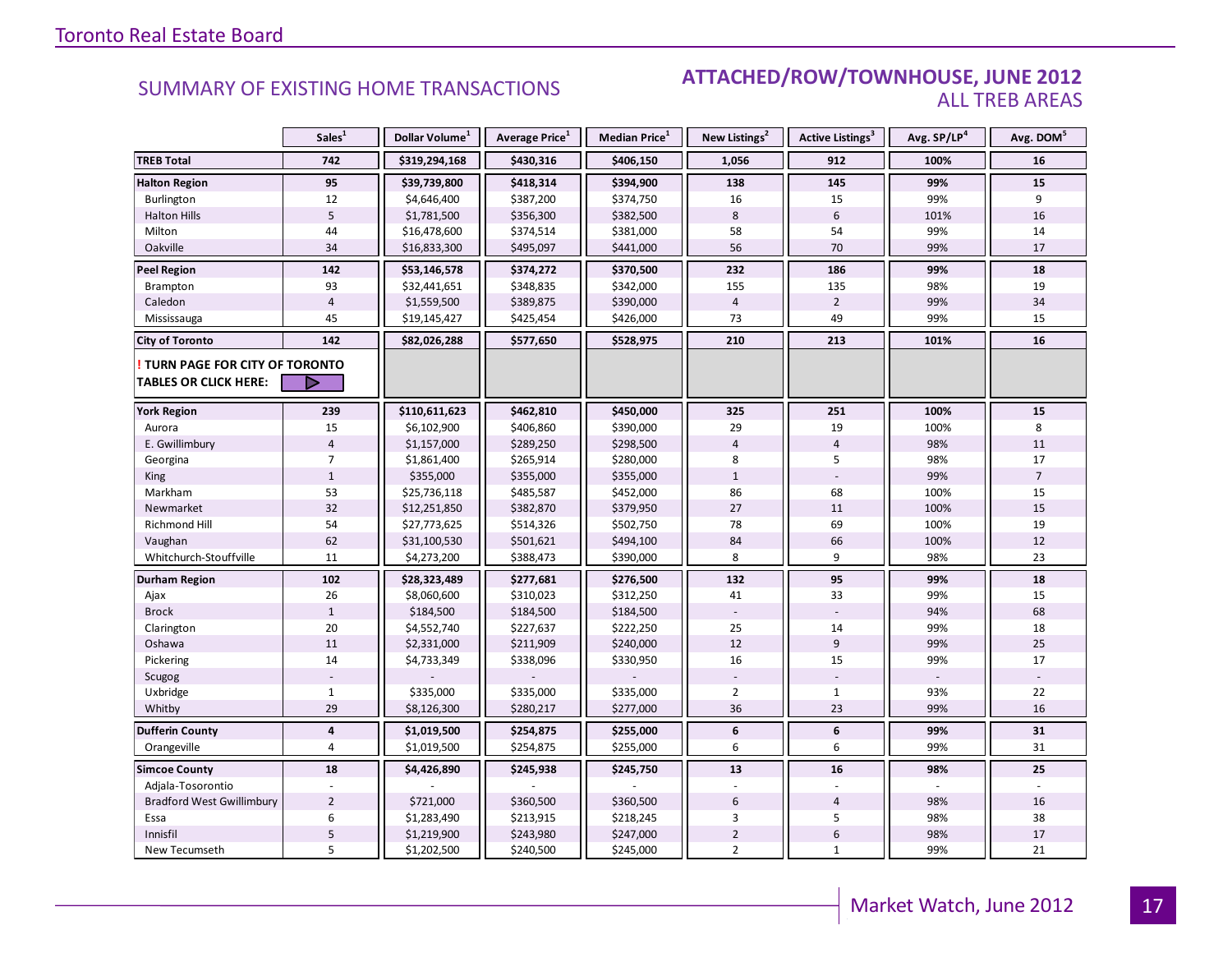## SUMMARY OF EXISTING HOME TRANSACTIONS

### ATTACHED/ROW/TOWNHOUSE, JUNE 2012
### ALL TREB AREAS

| | Sales[1] | Dollar Volume[1] | Average Price[1] | Median Price[1] | New Listings[2] | Active Listings[3] | Avg. SP/LP[4] | Avg. DOM[5] |
|---|---|---|---|---|---|---|---|---|
| **TREB Total** | **742** | **$319,294,168** | **$430,316** | **$406,150** | **1,056** | **912** | **100%** | **16** |
| **Halton Region** | **95** | **$39,739,800** | **$418,314** | **$394,900** | **138** | **145** | **99%** | **15** |
| Burlington | 12 | $4,646,400 | $387,200 | $374,750 | 16 | 15 | 99% | 9 |
| Halton Hills | 5 | $1,781,500 | $356,300 | $382,500 | 8 | 6 | 101% | 16 |
| Milton | 44 | $16,478,600 | $374,514 | $381,000 | 58 | 54 | 99% | 14 |
| Oakville | 34 | $16,833,300 | $495,097 | $441,000 | 56 | 70 | 99% | 17 |
| **Peel Region** | **142** | **$53,146,578** | **$374,272** | **$370,500** | **232** | **186** | **99%** | **18** |
| Brampton | 93 | $32,441,651 | $348,835 | $342,000 | 155 | 135 | 98% | 19 |
| Caledon | 4 | $1,559,500 | $389,875 | $390,000 | 4 | 2 | 99% | 34 |
| Mississauga | 45 | $19,145,427 | $425,454 | $426,000 | 73 | 49 | 99% | 15 |
| **City of Toronto** | **142** | **$82,026,288** | **$577,650** | **$528,975** | **210** | **213** | **101%** | **16** |
| **! TURN PAGE FOR CITY OF TORONTO TABLES OR CLICK HERE:** | | | | | | | | |
| **York Region** | **239** | **$110,611,623** | **$462,810** | **$450,000** | **325** | **251** | **100%** | **15** |
| Aurora | 15 | $6,102,900 | $406,860 | $390,000 | 29 | 19 | 100% | 8 |
| E. Gwillimbury | 4 | $1,157,000 | $289,250 | $298,500 | 4 | 4 | 98% | 11 |
| Georgina | 7 | $1,861,400 | $265,914 | $280,000 | 8 | 5 | 98% | 17 |
| King | 1 | $355,000 | $355,000 | $355,000 | 1 | - | 99% | 7 |
| Markham | 53 | $25,736,118 | $485,587 | $452,000 | 86 | 68 | 100% | 15 |
| Newmarket | 32 | $12,251,850 | $382,870 | $379,950 | 27 | 11 | 100% | 15 |
| Richmond Hill | 54 | $27,773,625 | $514,326 | $502,750 | 78 | 69 | 100% | 19 |
| Vaughan | 62 | $31,100,530 | $501,621 | $494,100 | 84 | 66 | 100% | 12 |
| Whitchurch-Stouffville | 11 | $4,273,200 | $388,473 | $390,000 | 8 | 9 | 98% | 23 |
| **Durham Region** | **102** | **$28,323,489** | **$277,681** | **$276,500** | **132** | **95** | **99%** | **18** |
| Ajax | 26 | $8,060,600 | $310,023 | $312,250 | 41 | 33 | 99% | 15 |
| Brock | 1 | $184,500 | $184,500 | $184,500 | - | - | 94% | 68 |
| Clarington | 20 | $4,552,740 | $227,637 | $222,250 | 25 | 14 | 99% | 18 |
| Oshawa | 11 | $2,331,000 | $211,909 | $240,000 | 12 | 9 | 99% | 25 |
| Pickering | 14 | $4,733,349 | $338,096 | $330,950 | 16 | 15 | 99% | 17 |
| Scugog | - | - | - | - | - | - | - | - |
| Uxbridge | 1 | $335,000 | $335,000 | $335,000 | 2 | 1 | 93% | 22 |
| Whitby | 29 | $8,126,300 | $280,217 | $277,000 | 36 | 23 | 99% | 16 |
| **Dufferin County** | **4** | **$1,019,500** | **$254,875** | **$255,000** | **6** | **6** | **99%** | **31** |
| Orangeville | 4 | $1,019,500 | $254,875 | $255,000 | 6 | 6 | 99% | 31 |
| **Simcoe County** | **18** | **$4,426,890** | **$245,938** | **$245,750** | **13** | **16** | **98%** | **25** |
| Adjala-Tosorontio | - | - | - | - | - | - | - | - |
| Bradford West Gwillimbury | 2 | $721,000 | $360,500 | $360,500 | 6 | 4 | 98% | 16 |
| Essa | 6 | $1,283,490 | $213,915 | $218,245 | 3 | 5 | 98% | 38 |
| Innisfil | 5 | $1,219,900 | $243,980 | $247,000 | 2 | 6 | 98% | 17 |
| New Tecumseth | 5 | $1,202,500 | $240,500 | $245,000 | 2 | 1 | 99% | 21 |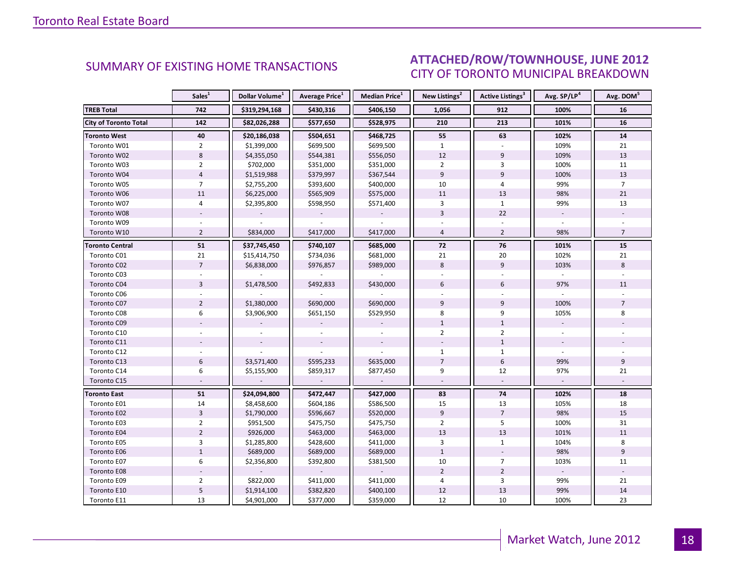## SUMMARY OF EXISTING HOME TRANSACTIONS

## ATTACHED/ROW/TOWNHOUSE, JUNE 2012
### CITY OF TORONTO MUNICIPAL BREAKDOWN

| | Sales[1] | Dollar Volume[1] | Average Price[1] | Median Price[1] | New Listings[2] | Active Listings[3] | Avg. SP/LP[4] | Avg. DOM[5] |
|---|---|---|---|---|---|---|---|---|
| **TREB Total** | **742** | **$319,294,168** | **$430,316** | **$406,150** | **1,056** | **912** | **100%** | **16** |
| **City of Toronto Total** | **142** | **$82,026,288** | **$577,650** | **$528,975** | **210** | **213** | **101%** | **16** |
| **Toronto West** | **40** | **$20,186,038** | **$504,651** | **$468,725** | **55** | **63** | **102%** | **14** |
| Toronto W01 | 2 | $1,399,000 | $699,500 | $699,500 | 1 | - | 109% | 21 |
| Toronto W02 | 8 | $4,355,050 | $544,381 | $556,050 | 12 | 9 | 109% | 13 |
| Toronto W03 | 2 | $702,000 | $351,000 | $351,000 | 2 | 3 | 100% | 11 |
| Toronto W04 | 4 | $1,519,988 | $379,997 | $367,544 | 9 | 9 | 100% | 13 |
| Toronto W05 | 7 | $2,755,200 | $393,600 | $400,000 | 10 | 4 | 99% | 7 |
| Toronto W06 | 11 | $6,225,000 | $565,909 | $575,000 | 11 | 13 | 98% | 21 |
| Toronto W07 | 4 | $2,395,800 | $598,950 | $571,400 | 3 | 1 | 99% | 13 |
| Toronto W08 | - | - | - | - | 3 | 22 | - | - |
| Toronto W09 | - | - | - | - | - | - | - | - |
| Toronto W10 | 2 | $834,000 | $417,000 | $417,000 | 4 | 2 | 98% | 7 |
| **Toronto Central** | **51** | **$37,745,450** | **$740,107** | **$685,000** | **72** | **76** | **101%** | **15** |
| Toronto C01 | 21 | $15,414,750 | $734,036 | $681,000 | 21 | 20 | 102% | 21 |
| Toronto C02 | 7 | $6,838,000 | $976,857 | $989,000 | 8 | 9 | 103% | 8 |
| Toronto C03 | - | - | - | - | - | - | - | - |
| Toronto C04 | 3 | $1,478,500 | $492,833 | $430,000 | 6 | 6 | 97% | 11 |
| Toronto C06 | - | - | - | - | - | - | - | - |
| Toronto C07 | 2 | $1,380,000 | $690,000 | $690,000 | 9 | 9 | 100% | 7 |
| Toronto C08 | 6 | $3,906,900 | $651,150 | $529,950 | 8 | 9 | 105% | 8 |
| Toronto C09 | - | - | - | - | 1 | 1 | - | - |
| Toronto C10 | - | - | - | - | 2 | 2 | - | - |
| Toronto C11 | - | - | - | - | - | 1 | - | - |
| Toronto C12 | - | - | - | - | 1 | 1 | - | - |
| Toronto C13 | 6 | $3,571,400 | $595,233 | $635,000 | 7 | 6 | 99% | 9 |
| Toronto C14 | 6 | $5,155,900 | $859,317 | $877,450 | 9 | 12 | 97% | 21 |
| Toronto C15 | - | - | - | - | - | - | - | - |
| **Toronto East** | **51** | **$24,094,800** | **$472,447** | **$427,000** | **83** | **74** | **102%** | **18** |
| Toronto E01 | 14 | $8,458,600 | $604,186 | $586,500 | 15 | 13 | 105% | 18 |
| Toronto E02 | 3 | $1,790,000 | $596,667 | $520,000 | 9 | 7 | 98% | 15 |
| Toronto E03 | 2 | $951,500 | $475,750 | $475,750 | 2 | 5 | 100% | 31 |
| Toronto E04 | 2 | $926,000 | $463,000 | $463,000 | 13 | 13 | 101% | 11 |
| Toronto E05 | 3 | $1,285,800 | $428,600 | $411,000 | 3 | 1 | 104% | 8 |
| Toronto E06 | 1 | $689,000 | $689,000 | $689,000 | 1 | - | 98% | 9 |
| Toronto E07 | 6 | $2,356,800 | $392,800 | $381,500 | 10 | 7 | 103% | 11 |
| Toronto E08 | - | - | - | - | 2 | 2 | - | - |
| Toronto E09 | 2 | $822,000 | $411,000 | $411,000 | 4 | 3 | 99% | 21 |
| Toronto E10 | 5 | $1,914,100 | $382,820 | $400,100 | 12 | 13 | 99% | 14 |
| Toronto E11 | 13 | $4,901,000 | $377,000 | $359,000 | 12 | 10 | 100% | 23 |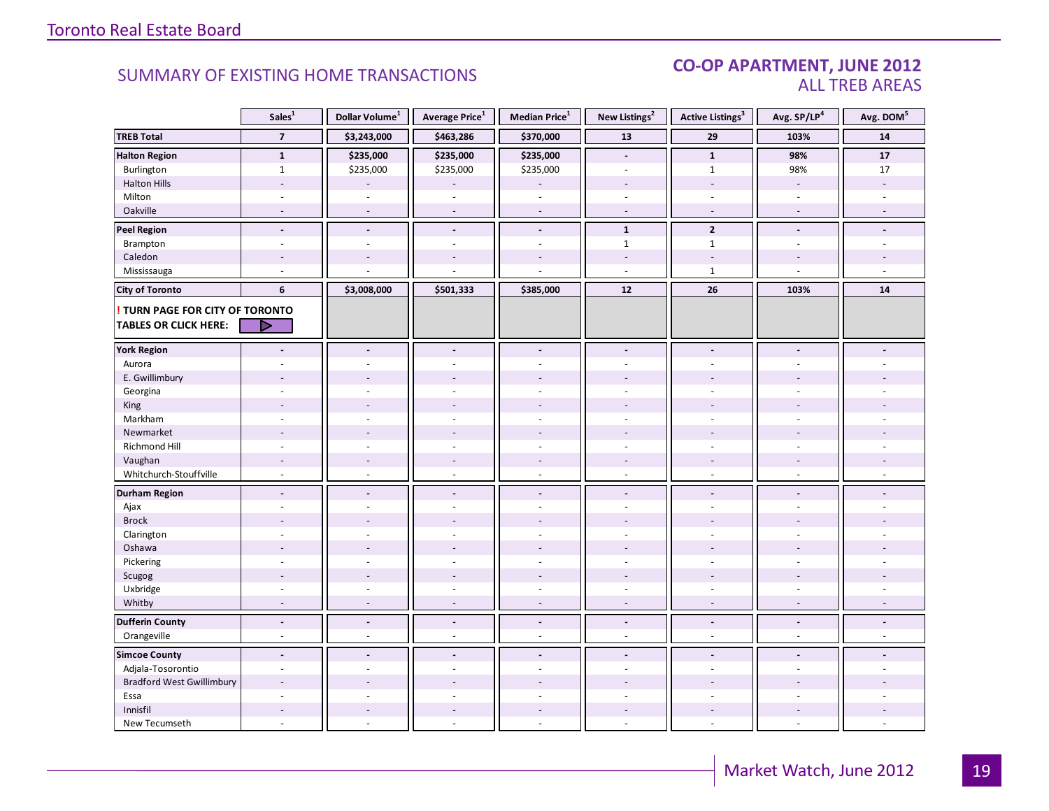## SUMMARY OF EXISTING HOME TRANSACTIONS

## CO-OP APARTMENT, JUNE 2012
### ALL TREB AREAS

| | Sales[1] | Dollar Volume[1] | Average Price[1] | Median Price[1] | New Listings[2] | Active Listings[3] | Avg. SP/LP[4] | Avg. DOM[5] |
|---|---|---|---|---|---|---|---|---|
| **TREB Total** | **7** | **$3,243,000** | **$463,286** | **$370,000** | **13** | **29** | **103%** | **14** |
| **Halton Region** | **1** | **$235,000** | **$235,000** | **$235,000** | **-** | **1** | **98%** | **17** |
| Burlington | 1 | $235,000 | $235,000 | $235,000 | - | 1 | 98% | 17 |
| Halton Hills | - | - | - | - | - | - | - | - |
| Milton | - | - | - | - | - | - | - | - |
| Oakville | - | - | - | - | - | - | - | - |
| **Peel Region** | **-** | **-** | **-** | **-** | **1** | **2** | **-** | **-** |
| Brampton | - | - | - | - | 1 | 1 | - | - |
| Caledon | - | - | - | - | - | - | - | - |
| Mississauga | - | - | - | - | - | 1 | - | - |
| **City of Toronto** | **6** | **$3,008,000** | **$501,333** | **$385,000** | **12** | **26** | **103%** | **14** |
| **! TURN PAGE FOR CITY OF TORONTO TABLES OR CLICK HERE:** | | | | | | | | |
| **York Region** | **-** | **-** | **-** | **-** | **-** | **-** | **-** | **-** |
| Aurora | - | - | - | - | - | - | - | - |
| E. Gwillimbury | - | - | - | - | - | - | - | - |
| Georgina | - | - | - | - | - | - | - | - |
| King | - | - | - | - | - | - | - | - |
| Markham | - | - | - | - | - | - | - | - |
| Newmarket | - | - | - | - | - | - | - | - |
| Richmond Hill | - | - | - | - | - | - | - | - |
| Vaughan | - | - | - | - | - | - | - | - |
| Whitchurch-Stouffville | - | - | - | - | - | - | - | - |
| **Durham Region** | **-** | **-** | **-** | **-** | **-** | **-** | **-** | **-** |
| Ajax | - | - | - | - | - | - | - | - |
| Brock | - | - | - | - | - | - | - | - |
| Clarington | - | - | - | - | - | - | - | - |
| Oshawa | - | - | - | - | - | - | - | - |
| Pickering | - | - | - | - | - | - | - | - |
| Scugog | - | - | - | - | - | - | - | - |
| Uxbridge | - | - | - | - | - | - | - | - |
| Whitby | - | - | - | - | - | - | - | - |
| **Dufferin County** | **-** | **-** | **-** | **-** | **-** | **-** | **-** | **-** |
| Orangeville | - | - | - | - | - | - | - | - |
| **Simcoe County** | **-** | **-** | **-** | **-** | **-** | **-** | **-** | **-** |
| Adjala-Tosorontio | - | - | - | - | - | - | - | - |
| Bradford West Gwillimbury | - | - | - | - | - | - | - | - |
| Essa | - | - | - | - | - | - | - | - |
| Innisfil | - | - | - | - | - | - | - | - |
| New Tecumseth | - | - | - | - | - | - | - | - |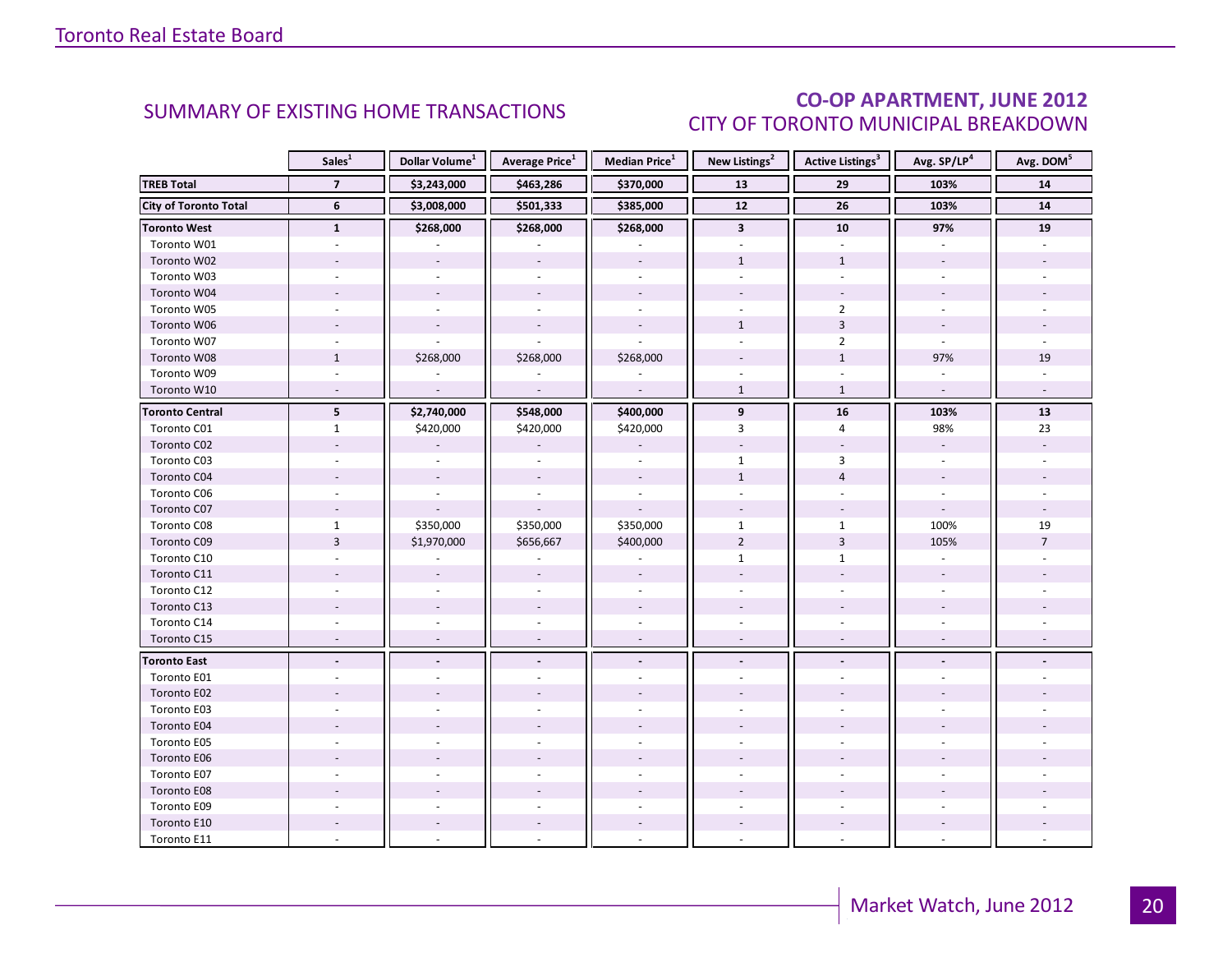## SUMMARY OF EXISTING HOME TRANSACTIONS

## CO-OP APARTMENT, JUNE 2012
### CITY OF TORONTO MUNICIPAL BREAKDOWN

| | Sales[1] | Dollar Volume[1] | Average Price[1] | Median Price[1] | New Listings[2] | Active Listings[3] | Avg. SP/LP[4] | Avg. DOM[5] |
|---|---|---|---|---|---|---|---|---|
| **TREB Total** | **7** | **$3,243,000** | **$463,286** | **$370,000** | **13** | **29** | **103%** | **14** |
| **City of Toronto Total** | **6** | **$3,008,000** | **$501,333** | **$385,000** | **12** | **26** | **103%** | **14** |
| **Toronto West** | **1** | **$268,000** | **$268,000** | **$268,000** | **3** | **10** | **97%** | **19** |
| Toronto W01 | - | - | - | - | - | - | - | - |
| Toronto W02 | - | - | - | - | 1 | 1 | - | - |
| Toronto W03 | - | - | - | - | - | - | - | - |
| Toronto W04 | - | - | - | - | - | - | - | - |
| Toronto W05 | - | - | - | - | - | 2 | - | - |
| Toronto W06 | - | - | - | - | 1 | 3 | - | - |
| Toronto W07 | - | - | - | - | - | 2 | - | - |
| Toronto W08 | 1 | $268,000 | $268,000 | $268,000 | - | 1 | 97% | 19 |
| Toronto W09 | - | - | - | - | - | - | - | - |
| Toronto W10 | - | - | - | - | 1 | 1 | - | - |
| **Toronto Central** | **5** | **$2,740,000** | **$548,000** | **$400,000** | **9** | **16** | **103%** | **13** |
| Toronto C01 | 1 | $420,000 | $420,000 | $420,000 | 3 | 4 | 98% | 23 |
| Toronto C02 | - | - | - | - | - | - | - | - |
| Toronto C03 | - | - | - | - | 1 | 3 | - | - |
| Toronto C04 | - | - | - | - | 1 | 4 | - | - |
| Toronto C06 | - | - | - | - | - | - | - | - |
| Toronto C07 | - | - | - | - | - | - | - | - |
| Toronto C08 | 1 | $350,000 | $350,000 | $350,000 | 1 | 1 | 100% | 19 |
| Toronto C09 | 3 | $1,970,000 | $656,667 | $400,000 | 2 | 3 | 105% | 7 |
| Toronto C10 | - | - | - | - | 1 | 1 | - | - |
| Toronto C11 | - | - | - | - | - | - | - | - |
| Toronto C12 | - | - | - | - | - | - | - | - |
| Toronto C13 | - | - | - | - | - | - | - | - |
| Toronto C14 | - | - | - | - | - | - | - | - |
| Toronto C15 | - | - | - | - | - | - | - | - |
| **Toronto East** | **-** | **-** | **-** | **-** | **-** | **-** | **-** | **-** |
| Toronto E01 | - | - | - | - | - | - | - | - |
| Toronto E02 | - | - | - | - | - | - | - | - |
| Toronto E03 | - | - | - | - | - | - | - | - |
| Toronto E04 | - | - | - | - | - | - | - | - |
| Toronto E05 | - | - | - | - | - | - | - | - |
| Toronto E06 | - | - | - | - | - | - | - | - |
| Toronto E07 | - | - | - | - | - | - | - | - |
| Toronto E08 | - | - | - | - | - | - | - | - |
| Toronto E09 | - | - | - | - | - | - | - | - |
| Toronto E10 | - | - | - | - | - | - | - | - |
| Toronto E11 | - | - | - | - | - | - | - | - |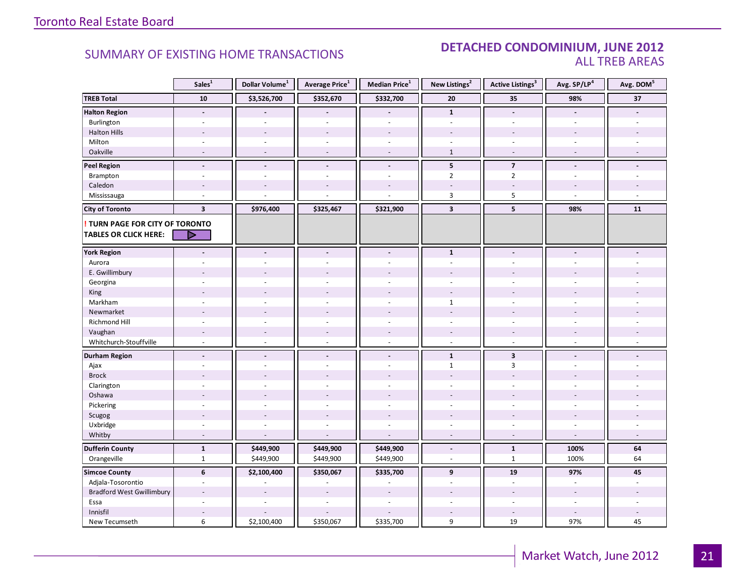# SUMMARY OF EXISTING HOME TRANSACTIONS

## DETACHED CONDOMINIUM, JUNE 2012
## ALL TREB AREAS

| | Sales[1] | Dollar Volume[1] | Average Price[1] | Median Price[1] | New Listings[2] | Active Listings[3] | Avg. SP/LP[4] | Avg. DOM[5] |
|---|---|---|---|---|---|---|---|---|
| **TREB Total** | **10** | **$3,526,700** | **$352,670** | **$332,700** | **20** | **35** | **98%** | **37** |
| **Halton Region** | **-** | **-** | **-** | **-** | **1** | **-** | **-** | **-** |
| Burlington | - | - | - | - | - | - | - | - |
| Halton Hills | - | - | - | - | - | - | - | - |
| Milton | - | - | - | - | - | - | - | - |
| Oakville | - | - | - | - | 1 | - | - | - |
| **Peel Region** | **-** | **-** | **-** | **-** | **5** | **7** | **-** | **-** |
| Brampton | - | - | - | - | 2 | 2 | - | - |
| Caledon | - | - | - | - | - | - | - | - |
| Mississauga | - | - | - | - | 3 | 5 | - | - |
| **City of Toronto** | **3** | **$976,400** | **$325,467** | **$321,900** | **3** | **5** | **98%** | **11** |
| **! TURN PAGE FOR CITY OF TORONTO TABLES OR CLICK HERE:** | | | | | | | | |
| **York Region** | **-** | **-** | **-** | **-** | **1** | **-** | **-** | **-** |
| Aurora | - | - | - | - | - | - | - | - |
| E. Gwillimbury | - | - | - | - | - | - | - | - |
| Georgina | - | - | - | - | - | - | - | - |
| King | - | - | - | - | - | - | - | - |
| Markham | - | - | - | - | 1 | - | - | - |
| Newmarket | - | - | - | - | - | - | - | - |
| Richmond Hill | - | - | - | - | - | - | - | - |
| Vaughan | - | - | - | - | - | - | - | - |
| Whitchurch-Stouffville | - | - | - | - | - | - | - | - |
| **Durham Region** | **-** | **-** | **-** | **-** | **1** | **3** | **-** | **-** |
| Ajax | - | - | - | - | 1 | 3 | - | - |
| Brock | - | - | - | - | - | - | - | - |
| Clarington | - | - | - | - | - | - | - | - |
| Oshawa | - | - | - | - | - | - | - | - |
| Pickering | - | - | - | - | - | - | - | - |
| Scugog | - | - | - | - | - | - | - | - |
| Uxbridge | - | - | - | - | - | - | - | - |
| Whitby | - | - | - | - | - | - | - | - |
| **Dufferin County** | **1** | **$449,900** | **$449,900** | **$449,900** | **-** | **1** | **100%** | **64** |
| Orangeville | 1 | $449,900 | $449,900 | $449,900 | - | 1 | 100% | 64 |
| **Simcoe County** | **6** | **$2,100,400** | **$350,067** | **$335,700** | **9** | **19** | **97%** | **45** |
| Adjala-Tosorontio | - | - | - | - | - | - | - | - |
| Bradford West Gwillimbury | - | - | - | - | - | - | - | - |
| Essa | - | - | - | - | - | - | - | - |
| Innisfil | - | - | - | - | - | - | - | - |
| New Tecumseth | 6 | $2,100,400 | $350,067 | $335,700 | 9 | 19 | 97% | 45 |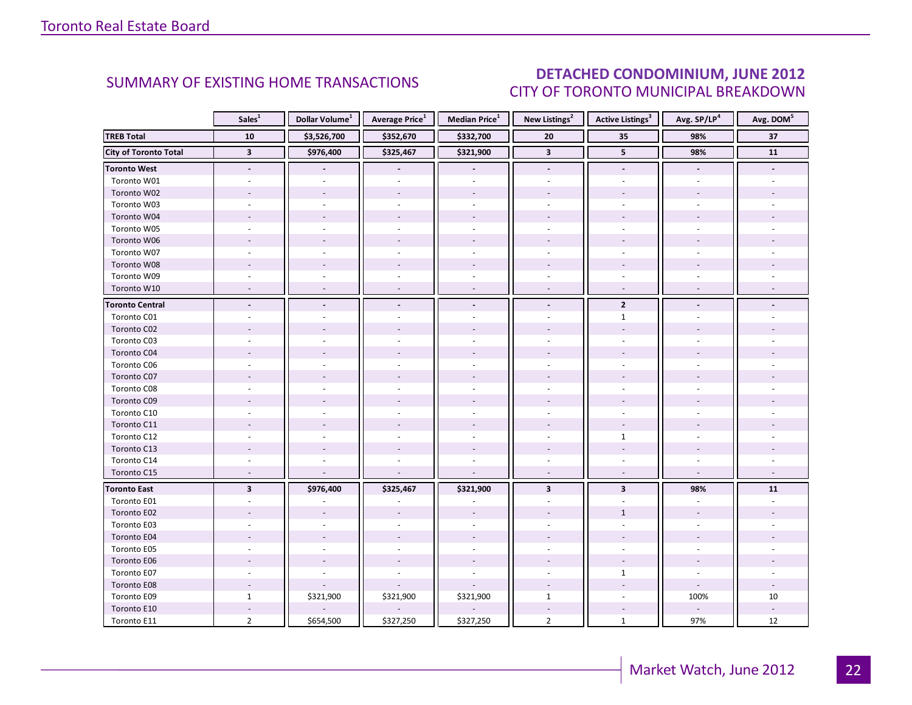## SUMMARY OF EXISTING HOME TRANSACTIONS

## DETACHED CONDOMINIUM, JUNE 2012

### CITY OF TORONTO MUNICIPAL BREAKDOWN

| | Sales[1] | Dollar Volume[1] | Average Price[1] | Median Price[1] | New Listings[2] | Active Listings[3] | Avg. SP/LP[4] | Avg. DOM[5] |
|---|---|---|---|---|---|---|---|---|
| **TREB Total** | **10** | **$3,526,700** | **$352,670** | **$332,700** | **20** | **35** | **98%** | **37** |
| **City of Toronto Total** | **3** | **$976,400** | **$325,467** | **$321,900** | **3** | **5** | **98%** | **11** |
| **Toronto West** | **-** | **-** | **-** | **-** | **-** | **-** | **-** | **-** |
| Toronto W01 | - | - | - | - | - | - | - | - |
| Toronto W02 | - | - | - | - | - | - | - | - |
| Toronto W03 | - | - | - | - | - | - | - | - |
| Toronto W04 | - | - | - | - | - | - | - | - |
| Toronto W05 | - | - | - | - | - | - | - | - |
| Toronto W06 | - | - | - | - | - | - | - | - |
| Toronto W07 | - | - | - | - | - | - | - | - |
| Toronto W08 | - | - | - | - | - | - | - | - |
| Toronto W09 | - | - | - | - | - | - | - | - |
| Toronto W10 | - | - | - | - | - | - | - | - |
| **Toronto Central** | **-** | **-** | **-** | **-** | **-** | **2** | **-** | **-** |
| Toronto C01 | - | - | - | - | - | 1 | - | - |
| Toronto C02 | - | - | - | - | - | - | - | - |
| Toronto C03 | - | - | - | - | - | - | - | - |
| Toronto C04 | - | - | - | - | - | - | - | - |
| Toronto C06 | - | - | - | - | - | - | - | - |
| Toronto C07 | - | - | - | - | - | - | - | - |
| Toronto C08 | - | - | - | - | - | - | - | - |
| Toronto C09 | - | - | - | - | - | - | - | - |
| Toronto C10 | - | - | - | - | - | - | - | - |
| Toronto C11 | - | - | - | - | - | - | - | - |
| Toronto C12 | - | - | - | - | - | 1 | - | - |
| Toronto C13 | - | - | - | - | - | - | - | - |
| Toronto C14 | - | - | - | - | - | - | - | - |
| Toronto C15 | - | - | - | - | - | - | - | - |
| **Toronto East** | **3** | **$976,400** | **$325,467** | **$321,900** | **3** | **3** | **98%** | **11** |
| Toronto E01 | - | - | - | - | - | - | - | - |
| Toronto E02 | - | - | - | - | - | 1 | - | - |
| Toronto E03 | - | - | - | - | - | - | - | - |
| Toronto E04 | - | - | - | - | - | - | - | - |
| Toronto E05 | - | - | - | - | - | - | - | - |
| Toronto E06 | - | - | - | - | - | - | - | - |
| Toronto E07 | - | - | - | - | - | 1 | - | - |
| Toronto E08 | - | - | - | - | - | - | - | - |
| Toronto E09 | 1 | $321,900 | $321,900 | $321,900 | 1 | - | 100% | 10 |
| Toronto E10 | - | - | - | - | - | - | - | - |
| Toronto E11 | 2 | $654,500 | $327,250 | $327,250 | 2 | 1 | 97% | 12 |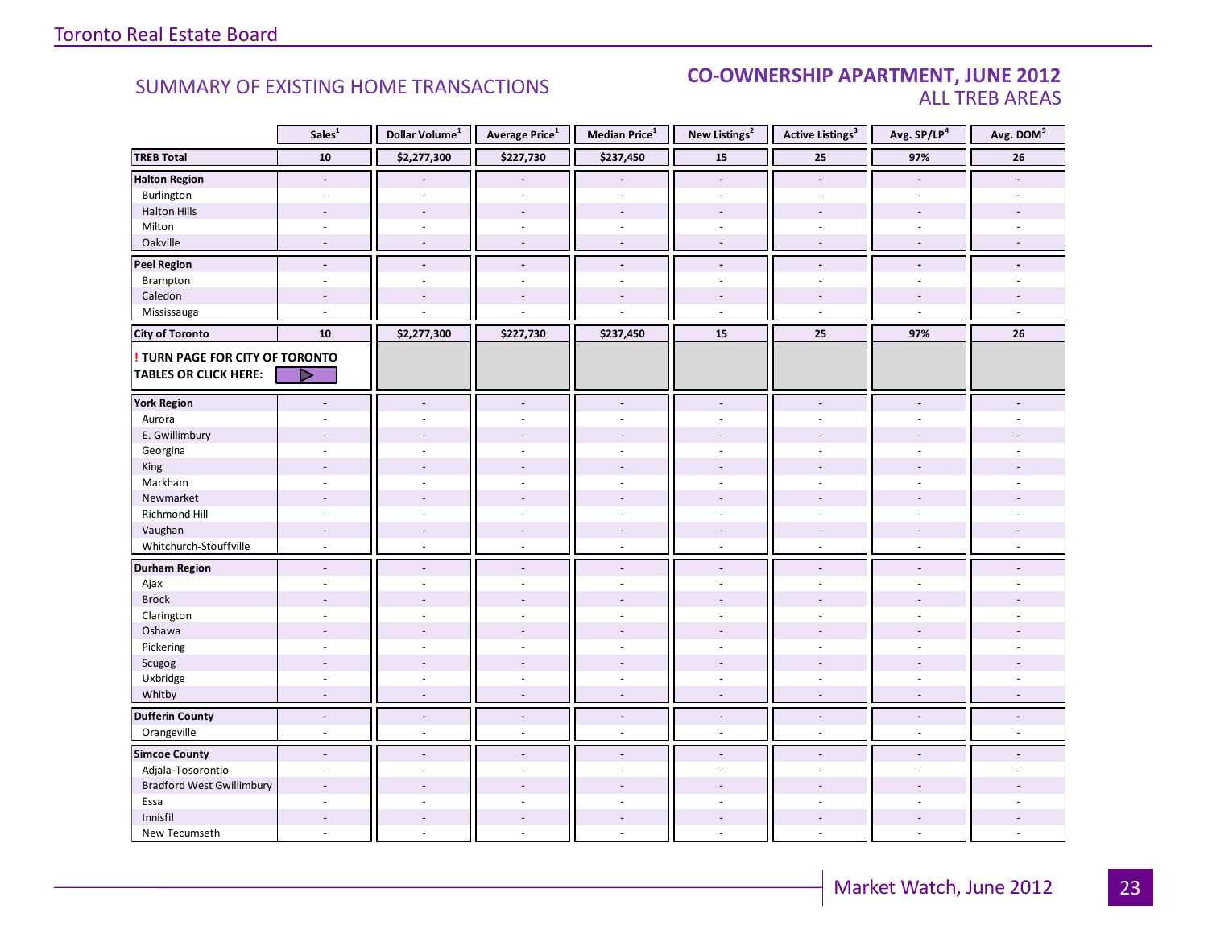SUMMARY OF EXISTING HOME TRANSACTIONS

## CO-OWNERSHIP APARTMENT, JUNE 2012
ALL TREB AREAS

| | Sales[1] | Dollar Volume[1] | Average Price[1] | Median Price[1] | New Listings[2] | Active Listings[3] | Avg. SP/LP[4] | Avg. DOM[5] |
|---|---|---|---|---|---|---|---|---|
| **TREB Total** | **10** | **$2,277,300** | **$227,730** | **$237,450** | **15** | **25** | **97%** | **26** |
| **Halton Region** | **-** | **-** | **-** | **-** | **-** | **-** | **-** | **-** |
| Burlington | - | - | - | - | - | - | - | - |
| Halton Hills | - | - | - | - | - | - | - | - |
| Milton | - | - | - | - | - | - | - | - |
| Oakville | - | - | - | - | - | - | - | - |
| **Peel Region** | **-** | **-** | **-** | **-** | **-** | **-** | **-** | **-** |
| Brampton | - | - | - | - | - | - | - | - |
| Caledon | - | - | - | - | - | - | - | - |
| Mississauga | - | - | - | - | - | - | - | - |
| **City of Toronto** | **10** | **$2,277,300** | **$227,730** | **$237,450** | **15** | **25** | **97%** | **26** |
| **! TURN PAGE FOR CITY OF TORONTO TABLES OR CLICK HERE:** | | | | | | | | |
| **York Region** | **-** | **-** | **-** | **-** | **-** | **-** | **-** | **-** |
| Aurora | - | - | - | - | - | - | - | - |
| E. Gwillimbury | - | - | - | - | - | - | - | - |
| Georgina | - | - | - | - | - | - | - | - |
| King | - | - | - | - | - | - | - | - |
| Markham | - | - | - | - | - | - | - | - |
| Newmarket | - | - | - | - | - | - | - | - |
| Richmond Hill | - | - | - | - | - | - | - | - |
| Vaughan | - | - | - | - | - | - | - | - |
| Whitchurch-Stouffville | - | - | - | - | - | - | - | - |
| **Durham Region** | **-** | **-** | **-** | **-** | **-** | **-** | **-** | **-** |
| Ajax | - | - | - | - | - | - | - | - |
| Brock | - | - | - | - | - | - | - | - |
| Clarington | - | - | - | - | - | - | - | - |
| Oshawa | - | - | - | - | - | - | - | - |
| Pickering | - | - | - | - | - | - | - | - |
| Scugog | - | - | - | - | - | - | - | - |
| Uxbridge | - | - | - | - | - | - | - | - |
| Whitby | - | - | - | - | - | - | - | - |
| **Dufferin County** | **-** | **-** | **-** | **-** | **-** | **-** | **-** | **-** |
| Orangeville | - | - | - | - | - | - | - | - |
| **Simcoe County** | **-** | **-** | **-** | **-** | **-** | **-** | **-** | **-** |
| Adjala-Tosorontio | - | - | - | - | - | - | - | - |
| Bradford West Gwillimbury | - | - | - | - | - | - | - | - |
| Essa | - | - | - | - | - | - | - | - |
| Innisfil | - | - | - | - | - | - | - | - |
| New Tecumseth | - | - | - | - | - | - | - | - |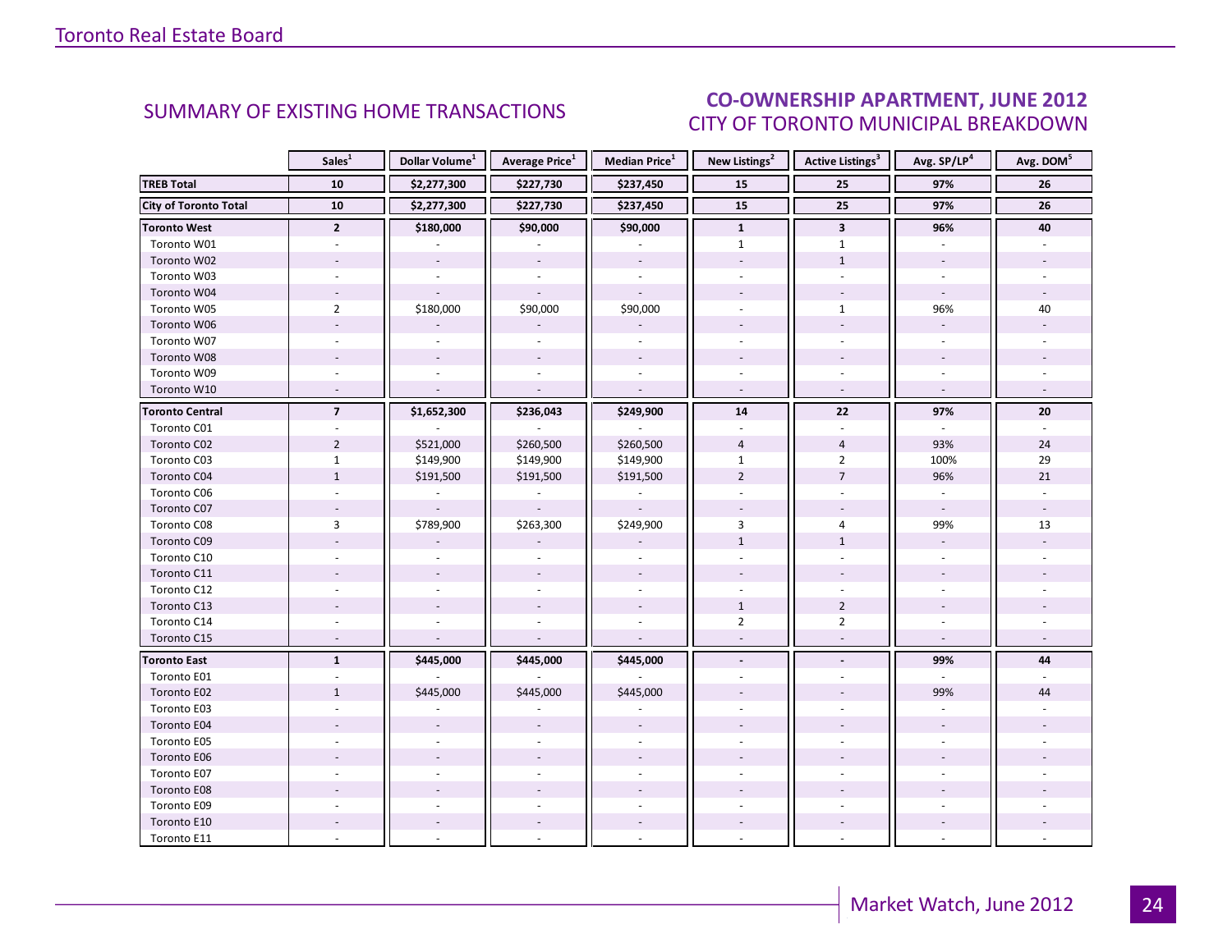## SUMMARY OF EXISTING HOME TRANSACTIONS

## CO-OWNERSHIP APARTMENT, JUNE 2012
### CITY OF TORONTO MUNICIPAL BREAKDOWN

| | Sales[1] | Dollar Volume[1] | Average Price[1] | Median Price[1] | New Listings[2] | Active Listings[3] | Avg. SP/LP[4] | Avg. DOM[5] |
|---|---|---|---|---|---|---|---|---|
| **TREB Total** | **10** | **$2,277,300** | **$227,730** | **$237,450** | **15** | **25** | **97%** | **26** |
| **City of Toronto Total** | **10** | **$2,277,300** | **$227,730** | **$237,450** | **15** | **25** | **97%** | **26** |
| **Toronto West** | **2** | **$180,000** | **$90,000** | **$90,000** | **1** | **3** | **96%** | **40** |
| Toronto W01 | - | - | - | - | 1 | 1 | - | - |
| Toronto W02 | - | - | - | - | - | 1 | - | - |
| Toronto W03 | - | - | - | - | - | - | - | - |
| Toronto W04 | - | - | - | - | - | - | - | - |
| Toronto W05 | 2 | $180,000 | $90,000 | $90,000 | - | 1 | 96% | 40 |
| Toronto W06 | - | - | - | - | - | - | - | - |
| Toronto W07 | - | - | - | - | - | - | - | - |
| Toronto W08 | - | - | - | - | - | - | - | - |
| Toronto W09 | - | - | - | - | - | - | - | - |
| Toronto W10 | - | - | - | - | - | - | - | - |
| **Toronto Central** | **7** | **$1,652,300** | **$236,043** | **$249,900** | **14** | **22** | **97%** | **20** |
| Toronto C01 | - | - | - | - | - | - | - | - |
| Toronto C02 | 2 | $521,000 | $260,500 | $260,500 | 4 | 4 | 93% | 24 |
| Toronto C03 | 1 | $149,900 | $149,900 | $149,900 | 1 | 2 | 100% | 29 |
| Toronto C04 | 1 | $191,500 | $191,500 | $191,500 | 2 | 7 | 96% | 21 |
| Toronto C06 | - | - | - | - | - | - | - | - |
| Toronto C07 | - | - | - | - | - | - | - | - |
| Toronto C08 | 3 | $789,900 | $263,300 | $249,900 | 3 | 4 | 99% | 13 |
| Toronto C09 | - | - | - | - | 1 | 1 | - | - |
| Toronto C10 | - | - | - | - | - | - | - | - |
| Toronto C11 | - | - | - | - | - | - | - | - |
| Toronto C12 | - | - | - | - | - | - | - | - |
| Toronto C13 | - | - | - | - | 1 | 2 | - | - |
| Toronto C14 | - | - | - | - | 2 | 2 | - | - |
| Toronto C15 | - | - | - | - | - | - | - | - |
| **Toronto East** | **1** | **$445,000** | **$445,000** | **$445,000** | **-** | **-** | **99%** | **44** |
| Toronto E01 | - | - | - | - | - | - | - | - |
| Toronto E02 | 1 | $445,000 | $445,000 | $445,000 | - | - | 99% | 44 |
| Toronto E03 | - | - | - | - | - | - | - | - |
| Toronto E04 | - | - | - | - | - | - | - | - |
| Toronto E05 | - | - | - | - | - | - | - | - |
| Toronto E06 | - | - | - | - | - | - | - | - |
| Toronto E07 | - | - | - | - | - | - | - | - |
| Toronto E08 | - | - | - | - | - | - | - | - |
| Toronto E09 | - | - | - | - | - | - | - | - |
| Toronto E10 | - | - | - | - | - | - | - | - |
| Toronto E11 | - | - | - | - | - | - | - | - |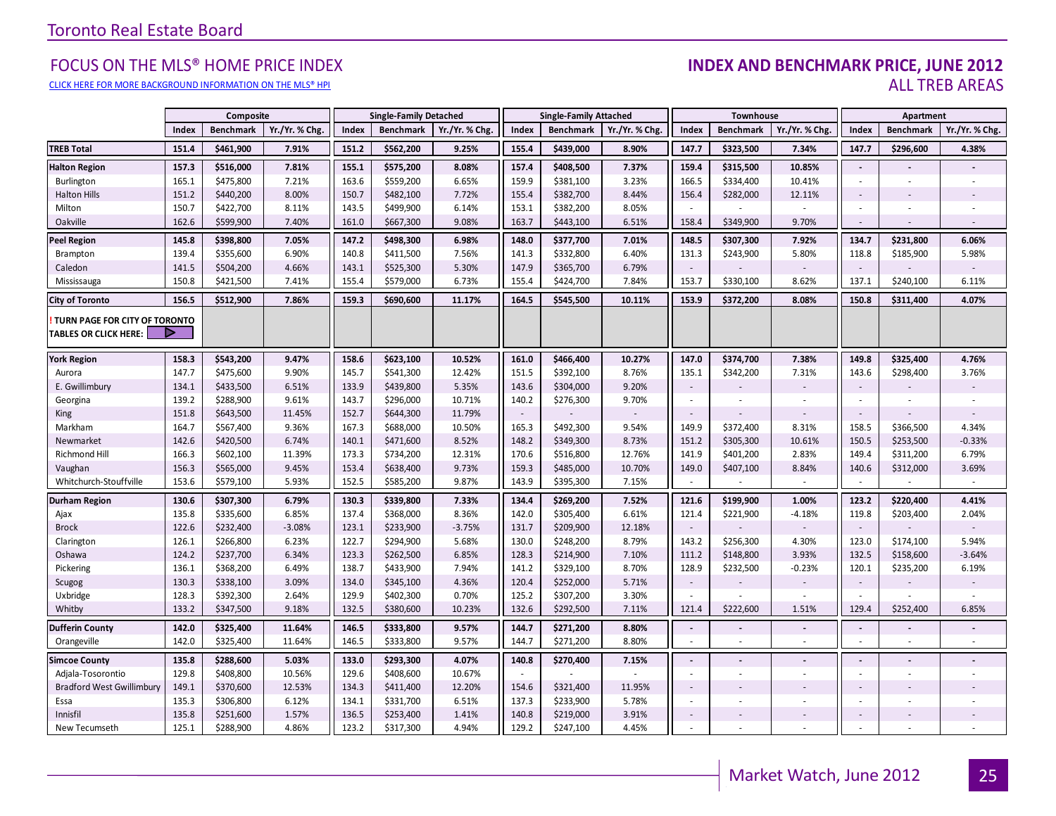Toronto Real Estate Board

## FOCUS ON THE MLS® HOME PRICE INDEX

CLICK HERE FOR MORE BACKGROUND INFORMATION ON THE MLS® HPI

## INDEX AND BENCHMARK PRICE, JUNE 2012
### ALL TREB AREAS

| | Composite | | | Single-Family Detached | | | Single-Family Attached | | | Townhouse | | | Apartment | | |
|---|---|---|---|---|---|---|---|---|---|---|---|---|---|---|---|
| | Index | Benchmark | Yr./Yr. % Chg. | Index | Benchmark | Yr./Yr. % Chg. | Index | Benchmark | Yr./Yr. % Chg. | Index | Benchmark | Yr./Yr. % Chg. | Index | Benchmark | Yr./Yr. % Chg. |
| **TREB Total** | **151.4** | **$461,900** | **7.91%** | **151.2** | **$562,200** | **9.25%** | **155.4** | **$439,000** | **8.90%** | **147.7** | **$323,500** | **7.34%** | **147.7** | **$296,600** | **4.38%** |
| **Halton Region** | **157.3** | **$516,000** | **7.81%** | **155.1** | **$575,200** | **8.08%** | **157.4** | **$408,500** | **7.37%** | **159.4** | **$315,500** | **10.85%** | - | - | - |
| Burlington | 165.1 | $475,800 | 7.21% | 163.6 | $559,200 | 6.65% | 159.9 | $381,100 | 3.23% | 166.5 | $334,400 | 10.41% | - | - | - |
| Halton Hills | 151.2 | $440,200 | 8.00% | 150.7 | $482,100 | 7.72% | 155.4 | $382,700 | 8.44% | 156.4 | $282,000 | 12.11% | - | - | - |
| Milton | 150.7 | $422,700 | 8.11% | 143.5 | $499,900 | 6.14% | 153.1 | $382,200 | 8.05% | - | - | - | - | - | - |
| Oakville | 162.6 | $599,900 | 7.40% | 161.0 | $667,300 | 9.08% | 163.7 | $443,100 | 6.51% | 158.4 | $349,900 | 9.70% | - | - | - |
| **Peel Region** | **145.8** | **$398,800** | **7.05%** | **147.2** | **$498,300** | **6.98%** | **148.0** | **$377,700** | **7.01%** | **148.5** | **$307,300** | **7.92%** | **134.7** | **$231,800** | **6.06%** |
| Brampton | 139.4 | $355,600 | 6.90% | 140.8 | $411,500 | 7.56% | 141.3 | $332,800 | 6.40% | 131.3 | $243,900 | 5.80% | 118.8 | $185,900 | 5.98% |
| Caledon | 141.5 | $504,200 | 4.66% | 143.1 | $525,300 | 5.30% | 147.9 | $365,700 | 6.79% | - | - | - | - | - | - |
| Mississauga | 150.8 | $421,500 | 7.41% | 155.4 | $579,000 | 6.73% | 155.4 | $424,700 | 7.84% | 153.7 | $330,100 | 8.62% | 137.1 | $240,100 | 6.11% |
| **City of Toronto** | **156.5** | **$512,900** | **7.86%** | **159.3** | **$690,600** | **11.17%** | **164.5** | **$545,500** | **10.11%** | **153.9** | **$372,200** | **8.08%** | **150.8** | **$311,400** | **4.07%** |
| **! TURN PAGE FOR CITY OF TORONTO TABLES OR CLICK HERE:** | | | | | | | | | | | | | | | |
| **York Region** | **158.3** | **$543,200** | **9.47%** | **158.6** | **$623,100** | **10.52%** | **161.0** | **$466,400** | **10.27%** | **147.0** | **$374,700** | **7.38%** | **149.8** | **$325,400** | **4.76%** |
| Aurora | 147.7 | $475,600 | 9.90% | 145.7 | $541,300 | 12.42% | 151.5 | $392,100 | 8.76% | 135.1 | $342,200 | 7.31% | 143.6 | $298,400 | 3.76% |
| E. Gwillimbury | 134.1 | $433,500 | 6.51% | 133.9 | $439,800 | 5.35% | 143.6 | $304,000 | 9.20% | - | - | - | - | - | - |
| Georgina | 139.2 | $288,900 | 9.61% | 143.7 | $296,000 | 10.71% | 140.2 | $276,300 | 9.70% | - | - | - | - | - | - |
| King | 151.8 | $643,500 | 11.45% | 152.7 | $644,300 | 11.79% | - | - | - | - | - | - | - | - | - |
| Markham | 164.7 | $567,400 | 9.36% | 167.3 | $688,000 | 10.50% | 165.3 | $492,300 | 9.54% | 149.9 | $372,400 | 8.31% | 158.5 | $366,500 | 4.34% |
| Newmarket | 142.6 | $420,500 | 6.74% | 140.1 | $471,600 | 8.52% | 148.2 | $349,300 | 8.73% | 151.2 | $305,300 | 10.61% | 150.5 | $253,500 | -0.33% |
| Richmond Hill | 166.3 | $602,100 | 11.39% | 173.3 | $734,200 | 12.31% | 170.6 | $516,800 | 12.76% | 141.9 | $401,200 | 2.83% | 149.4 | $311,200 | 6.79% |
| Vaughan | 156.3 | $565,000 | 9.45% | 153.4 | $638,400 | 9.73% | 159.3 | $485,000 | 10.70% | 149.0 | $407,100 | 8.84% | 140.6 | $312,000 | 3.69% |
| Whitchurch-Stouffville | 153.6 | $579,100 | 5.93% | 152.5 | $585,200 | 9.87% | 143.9 | $395,300 | 7.15% | - | - | - | - | - | - |
| **Durham Region** | **130.6** | **$307,300** | **6.79%** | **130.3** | **$339,800** | **7.33%** | **134.4** | **$269,200** | **7.52%** | **121.6** | **$199,900** | **1.00%** | **123.2** | **$220,400** | **4.41%** |
| Ajax | 135.8 | $335,600 | 6.85% | 137.4 | $368,000 | 8.36% | 142.0 | $305,400 | 6.61% | 121.4 | $221,900 | -4.18% | 119.8 | $203,400 | 2.04% |
| Brock | 122.6 | $232,400 | -3.08% | 123.1 | $233,900 | -3.75% | 131.7 | $209,900 | 12.18% | - | - | - | - | - | - |
| Clarington | 126.1 | $266,800 | 6.23% | 122.7 | $294,900 | 5.68% | 130.0 | $248,200 | 8.79% | 143.2 | $256,300 | 4.30% | 123.0 | $174,100 | 5.94% |
| Oshawa | 124.2 | $237,700 | 6.34% | 123.3 | $262,500 | 6.85% | 128.3 | $214,900 | 7.10% | 111.2 | $148,800 | 3.93% | 132.5 | $158,600 | -3.64% |
| Pickering | 136.1 | $368,200 | 6.49% | 138.7 | $433,900 | 7.94% | 141.2 | $329,100 | 8.70% | 128.9 | $232,500 | -0.23% | 120.1 | $235,200 | 6.19% |
| Scugog | 130.3 | $338,100 | 3.09% | 134.0 | $345,100 | 4.36% | 120.4 | $252,000 | 5.71% | - | - | - | - | - | - |
| Uxbridge | 128.3 | $392,300 | 2.64% | 129.9 | $402,300 | 0.70% | 125.2 | $307,200 | 3.30% | - | - | - | - | - | - |
| Whitby | 133.2 | $347,500 | 9.18% | 132.5 | $380,600 | 10.23% | 132.6 | $292,500 | 7.11% | 121.4 | $222,600 | 1.51% | 129.4 | $252,400 | 6.85% |
| **Dufferin County** | **142.0** | **$325,400** | **11.64%** | **146.5** | **$333,800** | **9.57%** | **144.7** | **$271,200** | **8.80%** | - | - | - | - | - | - |
| Orangeville | 142.0 | $325,400 | 11.64% | 146.5 | $333,800 | 9.57% | 144.7 | $271,200 | 8.80% | - | - | - | - | - | - |
| **Simcoe County** | **135.8** | **$288,600** | **5.03%** | **133.0** | **$293,300** | **4.07%** | **140.8** | **$270,400** | **7.15%** | - | - | - | - | - | - |
| Adjala-Tosorontio | 129.8 | $408,800 | 10.56% | 129.6 | $408,600 | 10.67% | - | - | - | - | - | - | - | - | - |
| Bradford West Gwillimbury | 149.1 | $370,600 | 12.53% | 134.3 | $411,400 | 12.20% | 154.6 | $321,400 | 11.95% | - | - | - | - | - | - |
| Essa | 135.3 | $306,800 | 6.12% | 134.1 | $331,700 | 6.51% | 137.3 | $233,900 | 5.78% | - | - | - | - | - | - |
| Innisfil | 135.8 | $251,600 | 1.57% | 136.5 | $253,400 | 1.41% | 140.8 | $219,000 | 3.91% | - | - | - | - | - | - |
| New Tecumseth | 125.1 | $288,900 | 4.86% | 123.2 | $317,300 | 4.94% | 129.2 | $247,100 | 4.45% | - | - | - | - | - | - |

Market Watch, June 2012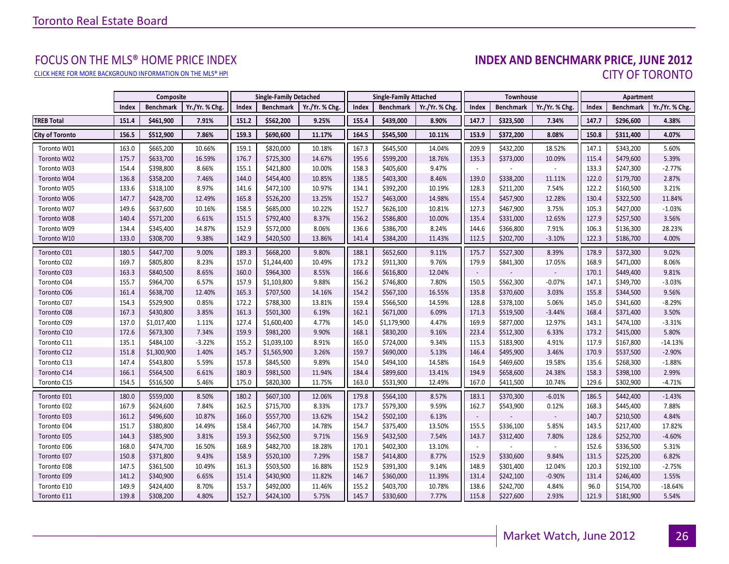Toronto Real Estate Board

## FOCUS ON THE MLS® HOME PRICE INDEX

CLICK HERE FOR MORE BACKGROUND INFORMATION ON THE MLS® HPI

## INDEX AND BENCHMARK PRICE, JUNE 2012

### CITY OF TORONTO

| | Composite | | | Single-Family Detached | | | Single-Family Attached | | | Townhouse | | | Apartment | | |
|---|---|---|---|---|---|---|---|---|---|---|---|---|---|---|---|
| | Index | Benchmark | Yr./Yr. % Chg. | Index | Benchmark | Yr./Yr. % Chg. | Index | Benchmark | Yr./Yr. % Chg. | Index | Benchmark | Yr./Yr. % Chg. | Index | Benchmark | Yr./Yr. % Chg. |
| **TREB Total** | **151.4** | **$461,900** | **7.91%** | **151.2** | **$562,200** | **9.25%** | **155.4** | **$439,000** | **8.90%** | **147.7** | **$323,500** | **7.34%** | **147.7** | **$296,600** | **4.38%** |
| **City of Toronto** | **156.5** | **$512,900** | **7.86%** | **159.3** | **$690,600** | **11.17%** | **164.5** | **$545,500** | **10.11%** | **153.9** | **$372,200** | **8.08%** | **150.8** | **$311,400** | **4.07%** |
| Toronto W01 | 163.0 | $665,200 | 10.66% | 159.1 | $820,000 | 10.18% | 167.3 | $645,500 | 14.04% | 209.9 | $432,200 | 18.52% | 147.1 | $343,200 | 5.60% |
| Toronto W02 | 175.7 | $633,700 | 16.59% | 176.7 | $725,300 | 14.67% | 195.6 | $599,200 | 18.76% | 135.3 | $373,000 | 10.09% | 115.4 | $479,600 | 5.39% |
| Toronto W03 | 154.4 | $398,800 | 8.66% | 155.1 | $421,800 | 10.00% | 158.3 | $405,600 | 9.47% | - | - | - | 133.3 | $247,300 | -2.77% |
| Toronto W04 | 136.8 | $358,200 | 7.46% | 144.0 | $454,400 | 10.85% | 138.5 | $403,300 | 8.46% | 139.0 | $338,200 | 11.11% | 122.0 | $179,700 | 2.87% |
| Toronto W05 | 133.6 | $318,100 | 8.97% | 141.6 | $472,100 | 10.97% | 134.1 | $392,200 | 10.19% | 128.3 | $211,200 | 7.54% | 122.2 | $160,500 | 3.21% |
| Toronto W06 | 147.7 | $428,700 | 12.49% | 165.8 | $526,200 | 13.25% | 152.7 | $463,000 | 14.98% | 155.4 | $457,900 | 12.28% | 130.4 | $322,500 | 11.84% |
| Toronto W07 | 149.6 | $637,600 | 10.16% | 158.5 | $685,000 | 10.22% | 152.7 | $626,100 | 10.81% | 127.3 | $467,900 | 3.75% | 105.3 | $427,000 | -1.03% |
| Toronto W08 | 140.4 | $571,200 | 6.61% | 151.5 | $792,400 | 8.37% | 156.2 | $586,800 | 10.00% | 135.4 | $331,000 | 12.65% | 127.9 | $257,500 | 3.56% |
| Toronto W09 | 134.4 | $345,400 | 14.87% | 152.9 | $572,000 | 8.06% | 136.6 | $386,700 | 8.24% | 144.6 | $366,800 | 7.91% | 106.3 | $136,300 | 28.23% |
| Toronto W10 | 133.0 | $308,700 | 9.38% | 142.9 | $420,500 | 13.86% | 141.4 | $384,200 | 11.43% | 112.5 | $202,700 | -3.10% | 122.3 | $186,700 | 4.00% |
| Toronto C01 | 180.5 | $447,700 | 9.00% | 189.3 | $668,200 | 9.80% | 188.1 | $652,600 | 9.11% | 175.7 | $527,300 | 8.39% | 178.9 | $372,300 | 9.02% |
| Toronto C02 | 169.7 | $805,800 | 8.23% | 157.0 | $1,244,400 | 10.49% | 173.2 | $911,300 | 9.76% | 179.9 | $841,300 | 17.05% | 168.9 | $471,000 | 8.06% |
| Toronto C03 | 163.3 | $840,500 | 8.65% | 160.0 | $964,300 | 8.55% | 166.6 | $616,800 | 12.04% | - | - | - | 170.1 | $449,400 | 9.81% |
| Toronto C04 | 155.7 | $964,700 | 6.57% | 157.9 | $1,103,800 | 9.88% | 156.2 | $746,800 | 7.80% | 150.5 | $562,300 | -0.07% | 147.1 | $349,700 | -3.03% |
| Toronto C06 | 161.4 | $638,700 | 12.40% | 165.3 | $707,500 | 14.16% | 154.2 | $567,100 | 16.55% | 135.8 | $370,600 | 3.03% | 155.8 | $344,500 | 9.56% |
| Toronto C07 | 154.3 | $529,900 | 0.85% | 172.2 | $788,300 | 13.81% | 159.4 | $566,500 | 14.59% | 128.8 | $378,100 | 5.06% | 145.0 | $341,600 | -8.29% |
| Toronto C08 | 167.3 | $430,800 | 3.85% | 161.3 | $501,300 | 6.19% | 162.1 | $671,000 | 6.09% | 171.3 | $519,500 | -3.44% | 168.4 | $371,400 | 3.50% |
| Toronto C09 | 137.0 | $1,017,400 | 1.11% | 127.4 | $1,600,400 | 4.77% | 145.0 | $1,179,900 | 4.47% | 169.9 | $877,000 | 12.97% | 143.1 | $474,100 | -3.31% |
| Toronto C10 | 172.6 | $673,300 | 7.34% | 159.9 | $981,200 | 9.90% | 168.1 | $830,200 | 9.16% | 223.4 | $512,300 | 6.33% | 173.2 | $415,000 | 5.80% |
| Toronto C11 | 135.1 | $484,100 | -3.22% | 155.2 | $1,039,100 | 8.91% | 165.0 | $724,000 | 9.34% | 115.3 | $183,900 | 4.91% | 117.9 | $167,800 | -14.13% |
| Toronto C12 | 151.8 | $1,300,900 | 1.40% | 145.7 | $1,565,900 | 3.26% | 159.7 | $690,000 | 5.13% | 146.4 | $495,900 | 3.46% | 170.9 | $537,500 | -2.90% |
| Toronto C13 | 147.4 | $543,800 | 5.59% | 157.8 | $845,500 | 9.89% | 154.0 | $494,100 | 14.58% | 164.9 | $469,600 | 19.58% | 135.6 | $268,300 | -1.88% |
| Toronto C14 | 166.1 | $564,500 | 6.61% | 180.9 | $981,500 | 11.94% | 184.4 | $899,600 | 13.41% | 194.9 | $658,600 | 24.38% | 158.3 | $398,100 | 2.99% |
| Toronto C15 | 154.5 | $516,500 | 5.46% | 175.0 | $820,300 | 11.75% | 163.0 | $531,900 | 12.49% | 167.0 | $411,500 | 10.74% | 129.6 | $302,900 | -4.71% |
| Toronto E01 | 180.0 | $559,000 | 8.50% | 180.2 | $607,100 | 12.06% | 179.8 | $564,100 | 8.57% | 183.1 | $370,300 | -6.01% | 186.5 | $442,400 | -1.43% |
| Toronto E02 | 167.9 | $624,600 | 7.84% | 162.5 | $715,700 | 8.33% | 173.7 | $579,300 | 9.59% | 162.7 | $543,900 | 0.12% | 168.3 | $445,400 | 7.88% |
| Toronto E03 | 161.2 | $496,600 | 10.87% | 166.0 | $557,700 | 13.62% | 154.2 | $502,100 | 6.13% | - | - | - | 140.7 | $210,500 | 4.84% |
| Toronto E04 | 151.7 | $380,800 | 14.49% | 158.4 | $467,700 | 14.78% | 154.7 | $375,400 | 13.50% | 155.5 | $336,100 | 5.85% | 143.5 | $217,400 | 17.82% |
| Toronto E05 | 144.3 | $385,900 | 3.81% | 159.3 | $562,500 | 9.71% | 156.9 | $432,500 | 7.54% | 143.7 | $312,400 | 7.80% | 128.6 | $252,700 | -4.60% |
| Toronto E06 | 168.0 | $474,700 | 16.50% | 168.9 | $482,700 | 18.28% | 170.1 | $402,300 | 13.10% | - | - | - | 152.6 | $336,500 | 5.31% |
| Toronto E07 | 150.8 | $371,800 | 9.43% | 158.9 | $520,100 | 7.29% | 158.7 | $414,800 | 8.77% | 152.9 | $330,600 | 9.84% | 131.5 | $225,200 | 6.82% |
| Toronto E08 | 147.5 | $361,500 | 10.49% | 161.3 | $503,500 | 16.88% | 152.9 | $391,300 | 9.14% | 148.9 | $301,400 | 12.04% | 120.3 | $192,100 | -2.75% |
| Toronto E09 | 141.2 | $340,900 | 6.65% | 151.4 | $430,900 | 11.82% | 146.7 | $360,000 | 11.39% | 131.4 | $242,100 | -0.90% | 131.4 | $246,400 | 1.55% |
| Toronto E10 | 149.9 | $424,400 | 8.70% | 153.7 | $492,000 | 11.46% | 155.2 | $403,700 | 10.78% | 138.6 | $242,700 | 4.84% | 96.0 | $154,700 | -18.64% |
| Toronto E11 | 139.8 | $308,200 | 4.80% | 152.7 | $424,100 | 5.75% | 145.7 | $330,600 | 7.77% | 115.8 | $227,600 | 2.93% | 121.9 | $181,900 | 5.54% |

Market Watch, June 2012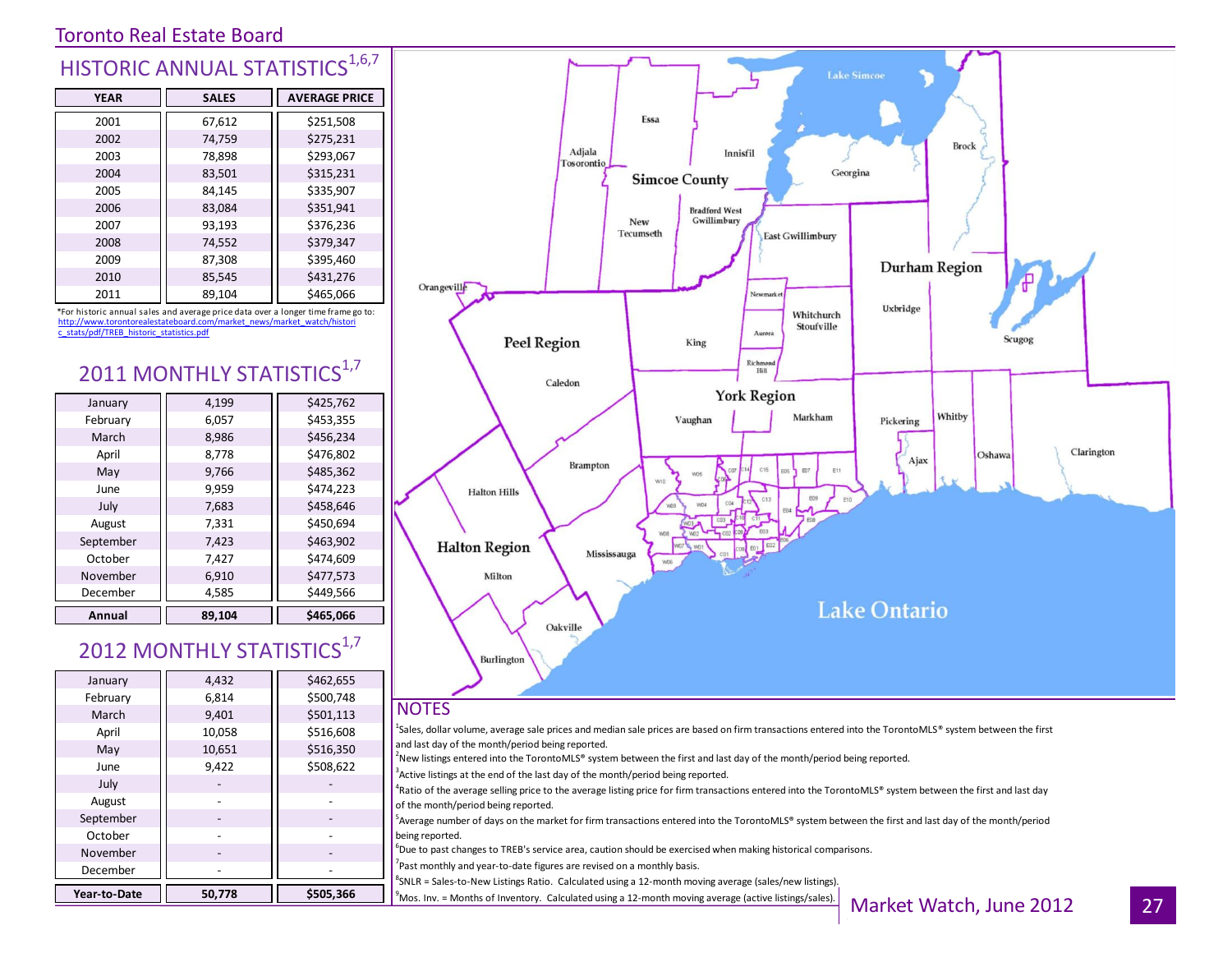Toronto Real Estate Board

## HISTORIC ANNUAL STATISTICS[1,6,7]

| YEAR | SALES | AVERAGE PRICE |
|---|---|---|
| 2001 | 67,612 | $251,508 |
| 2002 | 74,759 | $275,231 |
| 2003 | 78,898 | $293,067 |
| 2004 | 83,501 | $315,231 |
| 2005 | 84,145 | $335,907 |
| 2006 | 83,084 | $351,941 |
| 2007 | 93,193 | $376,236 |
| 2008 | 74,552 | $379,347 |
| 2009 | 87,308 | $395,460 |
| 2010 | 85,545 | $431,276 |
| 2011 | 89,104 | $465,066 |

*For historic annual sales and average price data over a longer time frame go to: http://www.torontorealestateboard.com/market_news/market_watch/historic_stats/pdf/TREB_historic_statistics.pdf

## 2011 MONTHLY STATISTICS[1,7]

| | | |
|---|---|---|
| January | 4,199 | $425,762 |
| February | 6,057 | $453,355 |
| March | 8,986 | $456,234 |
| April | 8,778 | $476,802 |
| May | 9,766 | $485,362 |
| June | 9,959 | $474,223 |
| July | 7,683 | $458,646 |
| August | 7,331 | $450,694 |
| September | 7,423 | $463,902 |
| October | 7,427 | $474,609 |
| November | 6,910 | $477,573 |
| December | 4,585 | $449,566 |
| **Annual** | **89,104** | **$465,066** |

## 2012 MONTHLY STATISTICS[1,7]

| | | |
|---|---|---|
| January | 4,432 | $462,655 |
| February | 6,814 | $500,748 |
| March | 9,401 | $501,113 |
| April | 10,058 | $516,608 |
| May | 10,651 | $516,350 |
| June | 9,422 | $508,622 |
| July | - | - |
| August | - | - |
| September | - | - |
| October | - | - |
| November | - | - |
| December | - | - |
| **Year-to-Date** | **50,778** | **$505,366** |

Lake Simcoe
Essa
Adjala Tosorontio
Innisfil
Brock
Simcoe County
Georgina
Bradford West Gwillimbury
New Tecumseth
East Gwillimbury
Durham Region
Orangeville
Newmarket
Whitchurch Stoufville
Uxbridge
Aurora
Peel Region
King
Scugog
Richmond Hill
Caledon
York Region
Vaughan
Markham
Pickering
Whitby
Ajax
Oshawa
Clarington
Brampton
Halton Hills
Halton Region
Mississauga
Milton
Lake Ontario
Oakville
Burlington

## NOTES

[1]Sales, dollar volume, average sale prices and median sale prices are based on firm transactions entered into the TorontoMLS® system between the first and last day of the month/period being reported.

[2]New listings entered into the TorontoMLS® system between the first and last day of the month/period being reported.

[3]Active listings at the end of the last day of the month/period being reported.

[4]Ratio of the average selling price to the average listing price for firm transactions entered into the TorontoMLS® system between the first and last day of the month/period being reported.

[5]Average number of days on the market for firm transactions entered into the TorontoMLS® system between the first and last day of the month/period being reported.

[6]Due to past changes to TREB's service area, caution should be exercised when making historical comparisons.

[7]Past monthly and year-to-date figures are revised on a monthly basis.

[8]SNLR = Sales-to-New Listings Ratio. Calculated using a 12-month moving average (sales/new listings).

[9]Mos. Inv. = Months of Inventory. Calculated using a 12-month moving average (active listings/sales).

Market Watch, June 2012